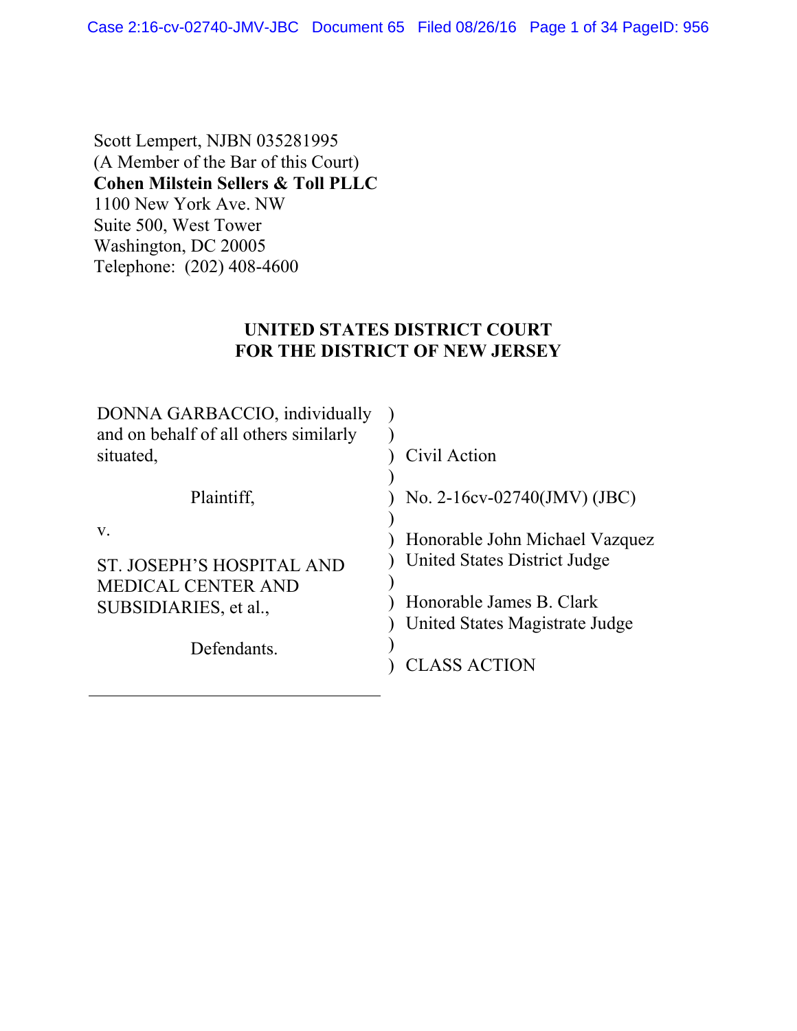Scott Lempert, NJBN 035281995
(A Member of the Bar of this Court)
**Cohen Milstein Sellers & Toll PLLC**
1100 New York Ave. NW
Suite 500, West Tower
Washington, DC 20005
Telephone: (202) 408-4600

**UNITED STATES DISTRICT COURT**
**FOR THE DISTRICT OF NEW JERSEY**

| | | |
|---|---|---|
| DONNA GARBACCIO, individually and on behalf of all others similarly situated, | ) | Civil Action |
| Plaintiff, | ) | No. 2-16cv-02740(JMV) (JBC) |
| v. | ) | Honorable John Michael Vazquez United States District Judge |
| ST. JOSEPH'S HOSPITAL AND MEDICAL CENTER AND SUBSIDIARIES, et al., | ) | Honorable James B. Clark United States Magistrate Judge |
| Defendants. | ) | CLASS ACTION |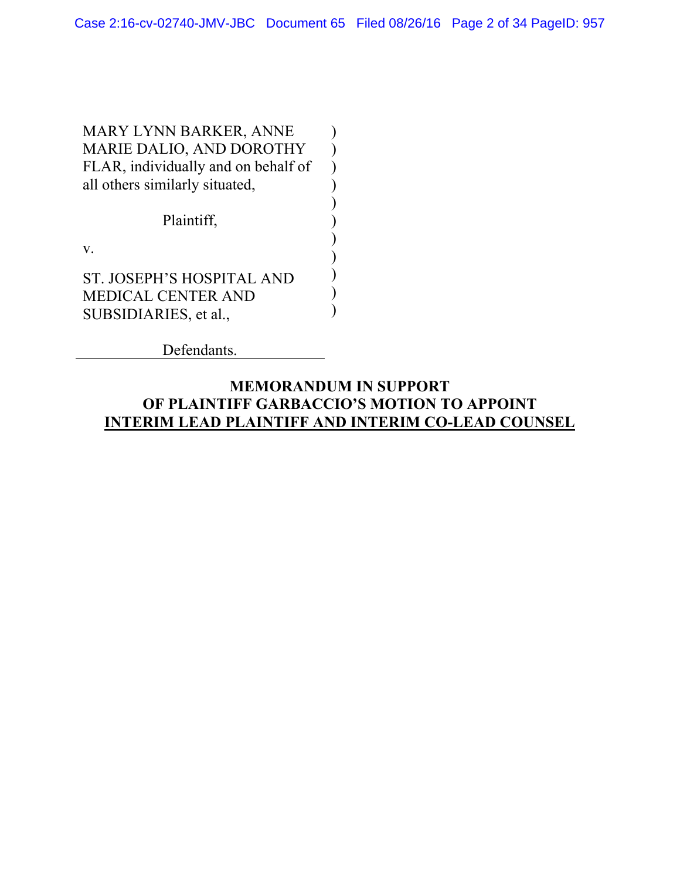MARY LYNN BARKER, ANNE MARIE DALIO, AND DOROTHY FLAR, individually and on behalf of all others similarly situated,

Plaintiff,

v.

ST. JOSEPH'S HOSPITAL AND MEDICAL CENTER AND SUBSIDIARIES, et al.,

Defendants.

**MEMORANDUM IN SUPPORT OF PLAINTIFF GARBACCIO'S MOTION TO APPOINT INTERIM LEAD PLAINTIFF AND INTERIM CO-LEAD COUNSEL**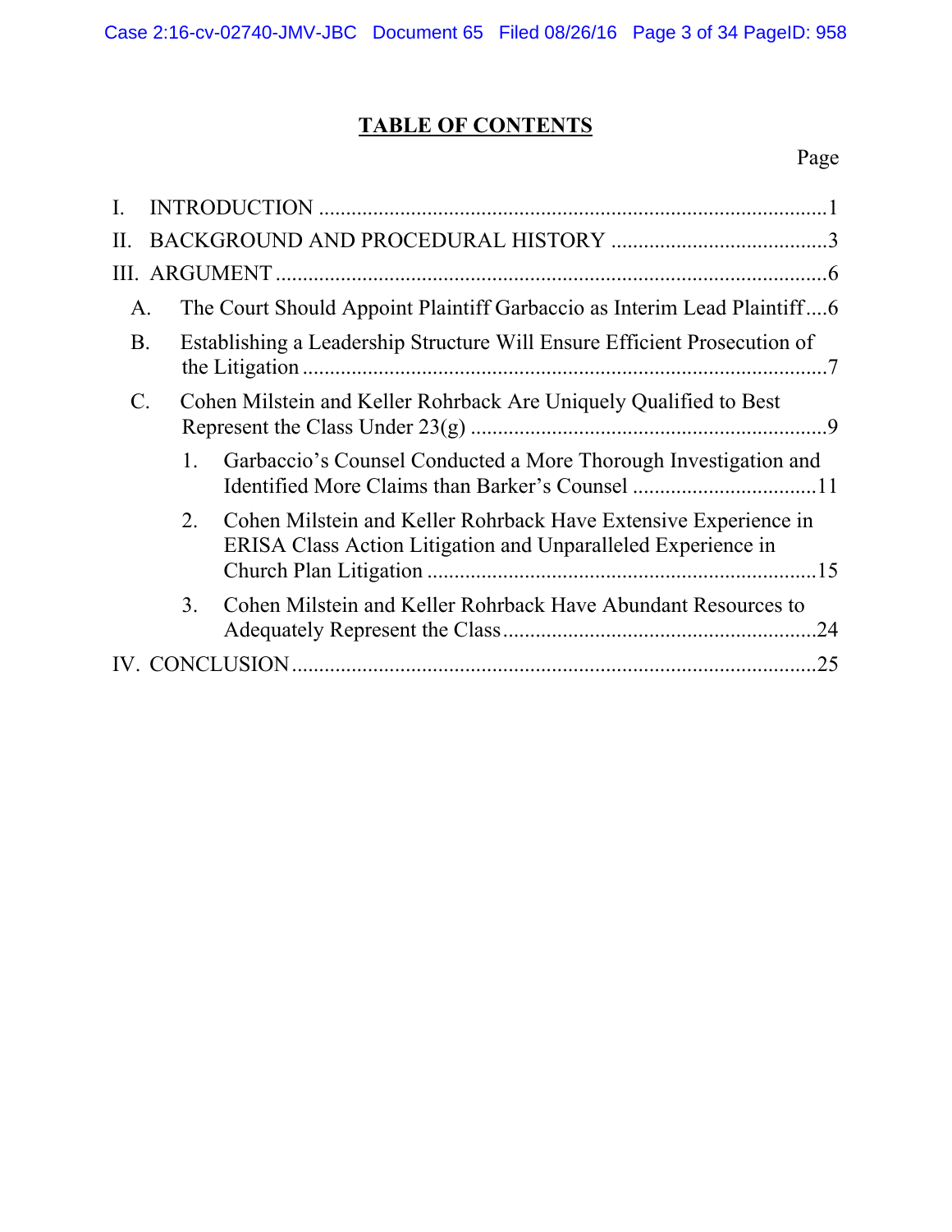# TABLE OF CONTENTS

Page

I. INTRODUCTION ............................................................................................1

II. BACKGROUND AND PROCEDURAL HISTORY .......................................3

III. ARGUMENT ....................................................................................................6

A. The Court Should Appoint Plaintiff Garbaccio as Interim Lead Plaintiff....6

B. Establishing a Leadership Structure Will Ensure Efficient Prosecution of the Litigation ...............................................................................................7

C. Cohen Milstein and Keller Rohrback Are Uniquely Qualified to Best Represent the Class Under 23(g) .................................................................9

1. Garbaccio's Counsel Conducted a More Thorough Investigation and Identified More Claims than Barker's Counsel .................................11

2. Cohen Milstein and Keller Rohrback Have Extensive Experience in ERISA Class Action Litigation and Unparalleled Experience in Church Plan Litigation .......................................................................15

3. Cohen Milstein and Keller Rohrback Have Abundant Resources to Adequately Represent the Class .........................................................24

IV. CONCLUSION ................................................................................................25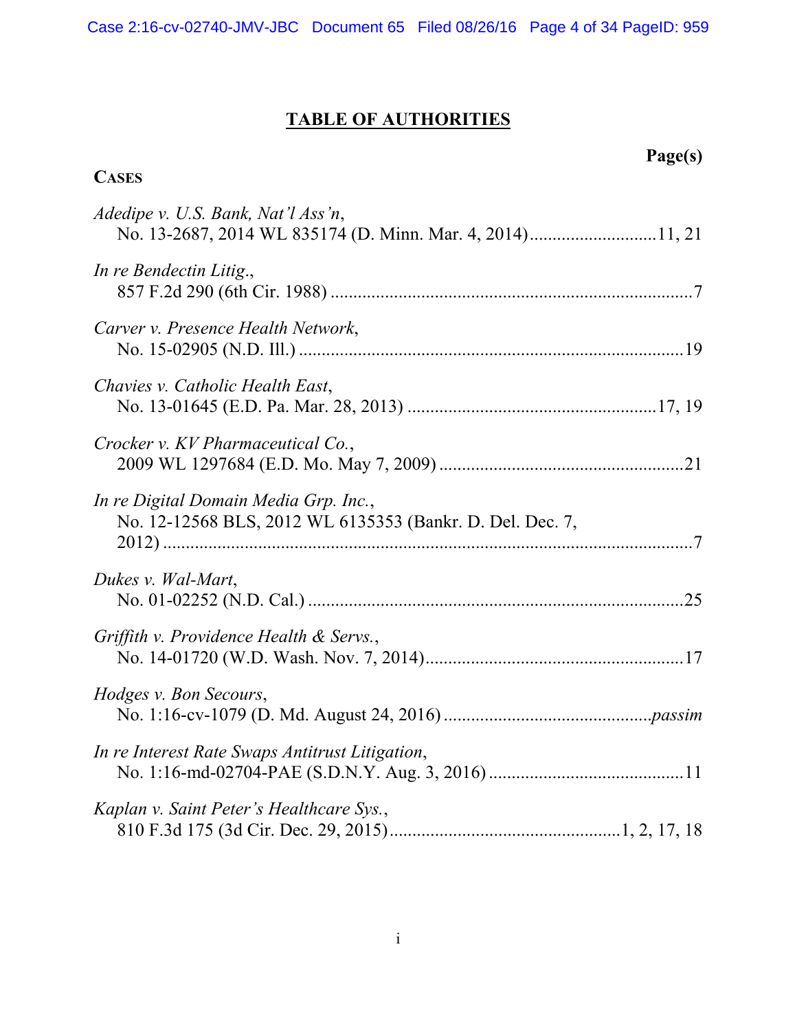# TABLE OF AUTHORITIES

**Page(s)**

**CASES**

*Adedipe v. U.S. Bank, Nat'l Ass'n*,
No. 13-2687, 2014 WL 835174 (D. Minn. Mar. 4, 2014)............................11, 21

*In re Bendectin Litig*.,
857 F.2d 290 (6th Cir. 1988) ...............................................................................7

*Carver v. Presence Health Network*,
No. 15-02905 (N.D. Ill.) ....................................................................................19

*Chavies v. Catholic Health East*,
No. 13-01645 (E.D. Pa. Mar. 28, 2013) ......................................................17, 19

*Crocker v. KV Pharmaceutical Co.*,
2009 WL 1297684 (E.D. Mo. May 7, 2009) .....................................................21

*In re Digital Domain Media Grp. Inc.*,
No. 12-12568 BLS, 2012 WL 6135353 (Bankr. D. Del. Dec. 7, 2012) .......................................................................................................7

*Dukes v. Wal-Mart*,
No. 01-02252 (N.D. Cal.) ..................................................................................25

*Griffith v. Providence Health & Servs.*,
No. 14-01720 (W.D. Wash. Nov. 7, 2014).........................................................17

*Hodges v. Bon Secours*,
No. 1:16-cv-1079 (D. Md. August 24, 2016) .............................................*passim*

*In re Interest Rate Swaps Antitrust Litigation*,
No. 1:16-md-02704-PAE (S.D.N.Y. Aug. 3, 2016) ...........................................11

*Kaplan v. Saint Peter's Healthcare Sys.*,
810 F.3d 175 (3d Cir. Dec. 29, 2015)..................................................1, 2, 17, 18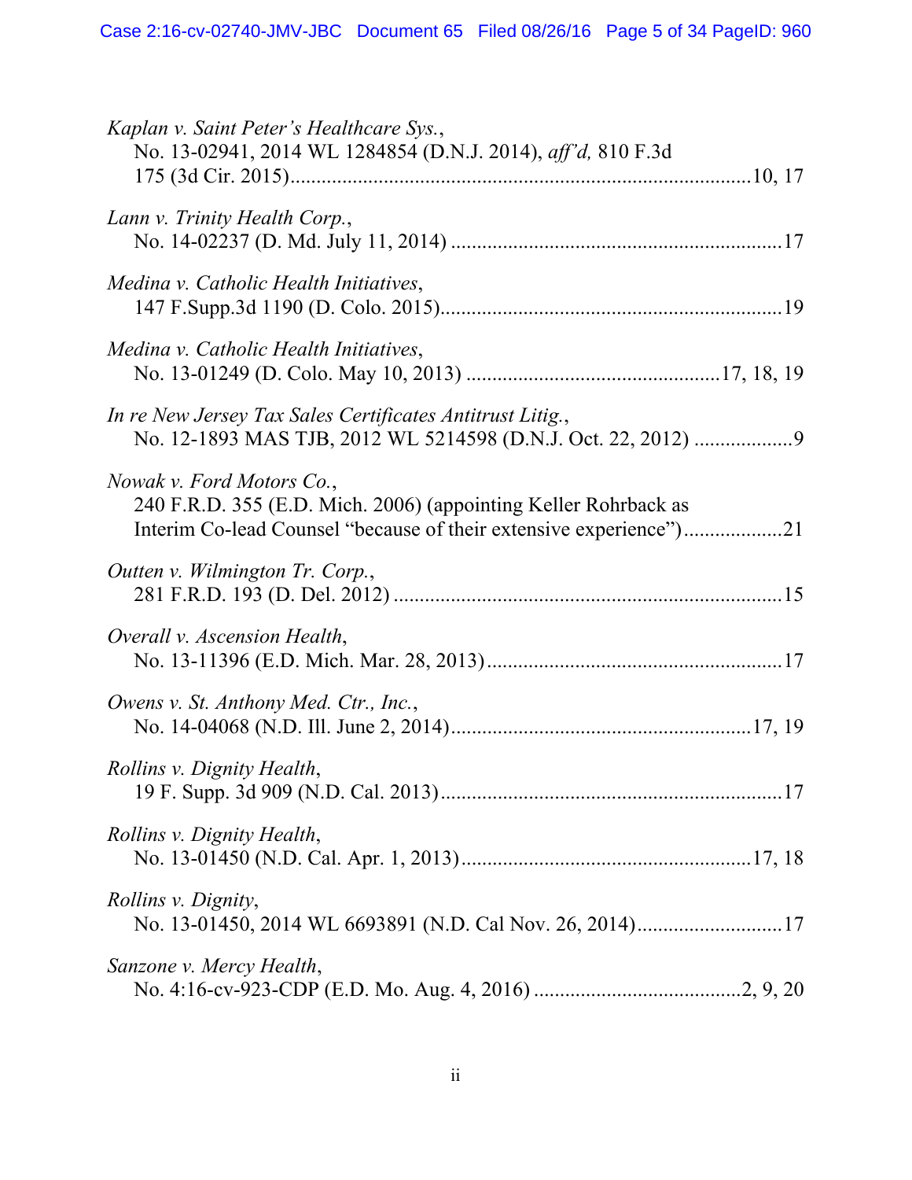*Kaplan v. Saint Peter's Healthcare Sys.*,
No. 13-02941, 2014 WL 1284854 (D.N.J. 2014), *aff'd,* 810 F.3d 175 (3d Cir. 2015).......................................................................................10, 17

*Lann v. Trinity Health Corp.*,
No. 14-02237 (D. Md. July 11, 2014) ...............................................................17

*Medina v. Catholic Health Initiatives*,
147 F.Supp.3d 1190 (D. Colo. 2015).................................................................19

*Medina v. Catholic Health Initiatives*,
No. 13-01249 (D. Colo. May 10, 2013) ...............................................17, 18, 19

*In re New Jersey Tax Sales Certificates Antitrust Litig.*,
No. 12-1893 MAS TJB, 2012 WL 5214598 (D.N.J. Oct. 22, 2012) ..................9

*Nowak v. Ford Motors Co.*,
240 F.R.D. 355 (E.D. Mich. 2006) (appointing Keller Rohrback as Interim Co-lead Counsel "because of their extensive experience")..................21

*Outten v. Wilmington Tr. Corp.*,
281 F.R.D. 193 (D. Del. 2012) .........................................................................15

*Overall v. Ascension Health*,
No. 13-11396 (E.D. Mich. Mar. 28, 2013)........................................................17

*Owens v. St. Anthony Med. Ctr., Inc.*,
No. 14-04068 (N.D. Ill. June 2, 2014)........................................................17, 19

*Rollins v. Dignity Health*,
19 F. Supp. 3d 909 (N.D. Cal. 2013).................................................................17

*Rollins v. Dignity Health*,
No. 13-01450 (N.D. Cal. Apr. 1, 2013).......................................................17, 18

*Rollins v. Dignity*,
No. 13-01450, 2014 WL 6693891 (N.D. Cal Nov. 26, 2014)............................17

*Sanzone v. Mercy Health*,
No. 4:16-cv-923-CDP (E.D. Mo. Aug. 4, 2016) .......................................2, 9, 20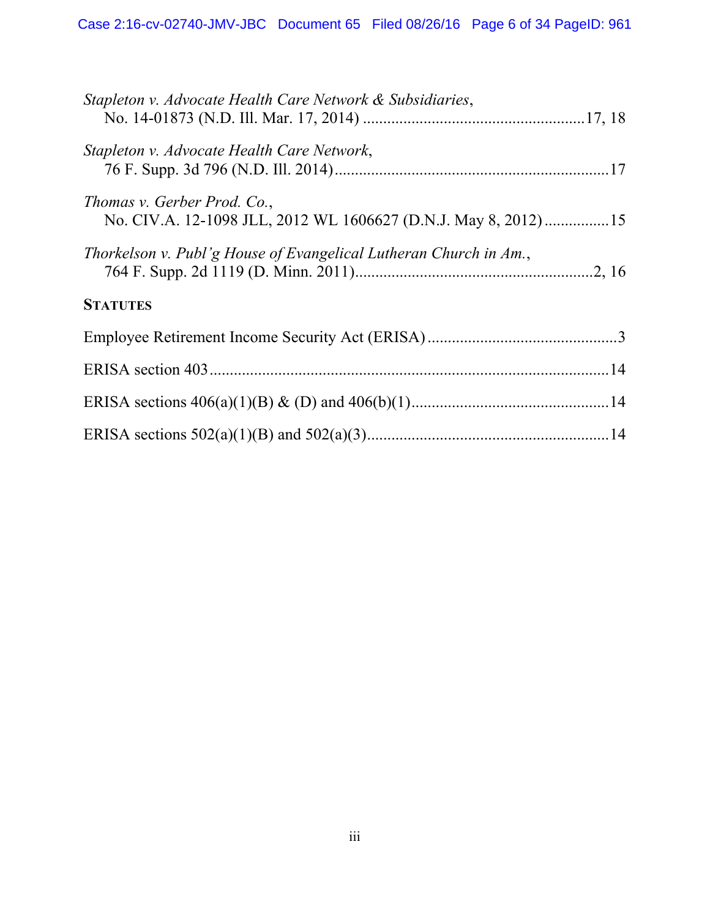*Stapleton v. Advocate Health Care Network & Subsidiaries*,
No. 14-01873 (N.D. Ill. Mar. 17, 2014) ........................................................17, 18

*Stapleton v. Advocate Health Care Network*,
76 F. Supp. 3d 796 (N.D. Ill. 2014).....................................................................17

*Thomas v. Gerber Prod. Co.*,
No. CIV.A. 12-1098 JLL, 2012 WL 1606627 (D.N.J. May 8, 2012) ................15

*Thorkelson v. Publ'g House of Evangelical Lutheran Church in Am.*,
764 F. Supp. 2d 1119 (D. Minn. 2011)...........................................................2, 16

**STATUTES**

Employee Retirement Income Security Act (ERISA) ...............................................3

ERISA section 403 ..................................................................................................14

ERISA sections 406(a)(1)(B) & (D) and 406(b)(1).................................................14

ERISA sections 502(a)(1)(B) and 502(a)(3)............................................................14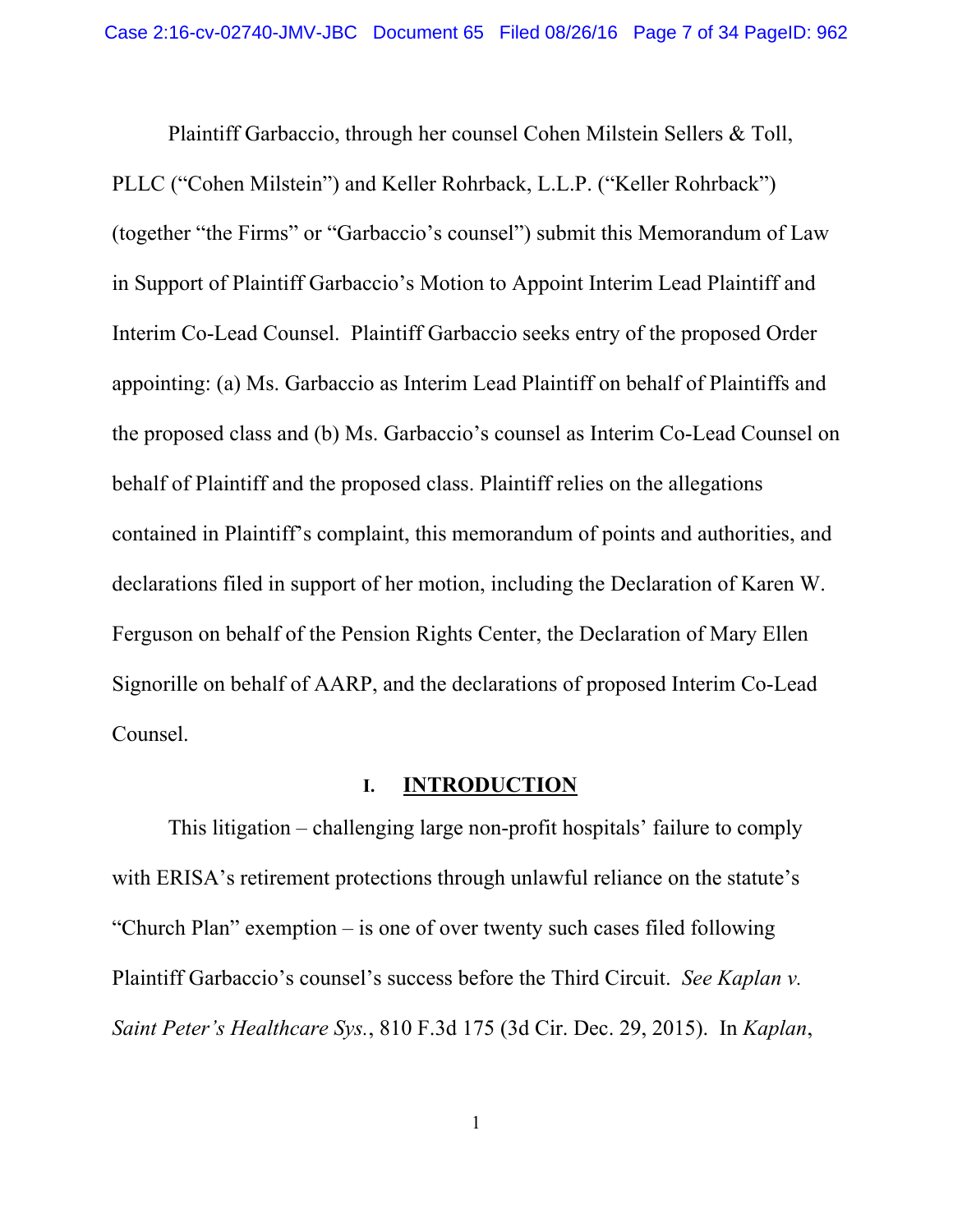Plaintiff Garbaccio, through her counsel Cohen Milstein Sellers & Toll, PLLC ("Cohen Milstein") and Keller Rohrback, L.L.P. ("Keller Rohrback") (together "the Firms" or "Garbaccio's counsel") submit this Memorandum of Law in Support of Plaintiff Garbaccio's Motion to Appoint Interim Lead Plaintiff and Interim Co-Lead Counsel. Plaintiff Garbaccio seeks entry of the proposed Order appointing: (a) Ms. Garbaccio as Interim Lead Plaintiff on behalf of Plaintiffs and the proposed class and (b) Ms. Garbaccio's counsel as Interim Co-Lead Counsel on behalf of Plaintiff and the proposed class. Plaintiff relies on the allegations contained in Plaintiff's complaint, this memorandum of points and authorities, and declarations filed in support of her motion, including the Declaration of Karen W. Ferguson on behalf of the Pension Rights Center, the Declaration of Mary Ellen Signorille on behalf of AARP, and the declarations of proposed Interim Co-Lead Counsel.

## I. INTRODUCTION

This litigation – challenging large non-profit hospitals' failure to comply with ERISA's retirement protections through unlawful reliance on the statute's "Church Plan" exemption – is one of over twenty such cases filed following Plaintiff Garbaccio's counsel's success before the Third Circuit. *See Kaplan v. Saint Peter's Healthcare Sys.*, 810 F.3d 175 (3d Cir. Dec. 29, 2015). In *Kaplan*,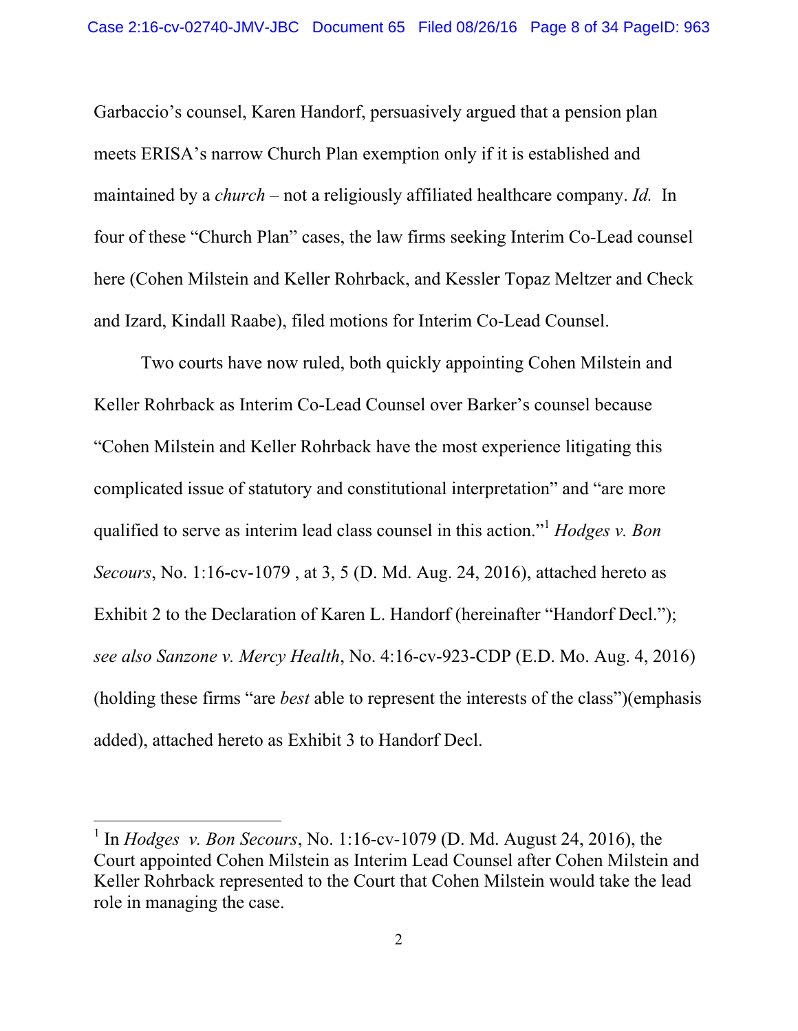Garbaccio's counsel, Karen Handorf, persuasively argued that a pension plan meets ERISA's narrow Church Plan exemption only if it is established and maintained by a *church* – not a religiously affiliated healthcare company. *Id.* In four of these "Church Plan" cases, the law firms seeking Interim Co-Lead counsel here (Cohen Milstein and Keller Rohrback, and Kessler Topaz Meltzer and Check and Izard, Kindall Raabe), filed motions for Interim Co-Lead Counsel.

Two courts have now ruled, both quickly appointing Cohen Milstein and Keller Rohrback as Interim Co-Lead Counsel over Barker's counsel because "Cohen Milstein and Keller Rohrback have the most experience litigating this complicated issue of statutory and constitutional interpretation" and "are more qualified to serve as interim lead class counsel in this action."[1] *Hodges v. Bon Secours*, No. 1:16-cv-1079 , at 3, 5 (D. Md. Aug. 24, 2016), attached hereto as Exhibit 2 to the Declaration of Karen L. Handorf (hereinafter "Handorf Decl."); *see also Sanzone v. Mercy Health*, No. 4:16-cv-923-CDP (E.D. Mo. Aug. 4, 2016) (holding these firms "are *best* able to represent the interests of the class")(emphasis added), attached hereto as Exhibit 3 to Handorf Decl.

---

[1] In *Hodges v. Bon Secours*, No. 1:16-cv-1079 (D. Md. August 24, 2016), the Court appointed Cohen Milstein as Interim Lead Counsel after Cohen Milstein and Keller Rohrback represented to the Court that Cohen Milstein would take the lead role in managing the case.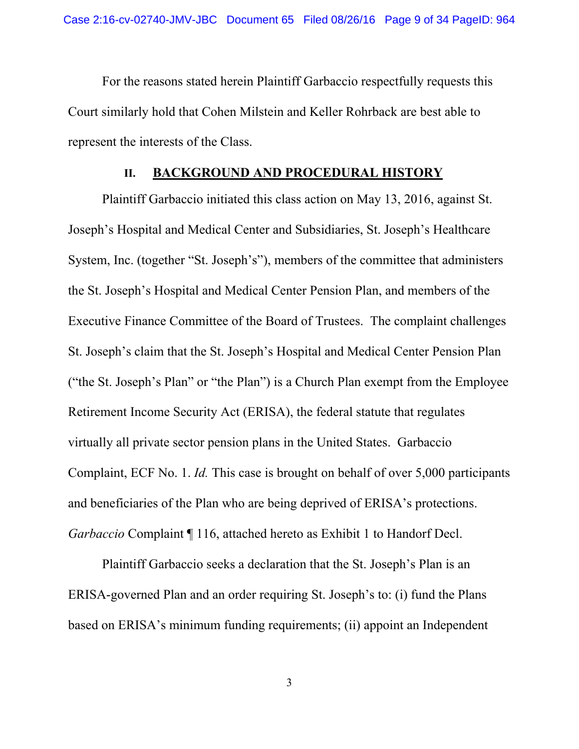For the reasons stated herein Plaintiff Garbaccio respectfully requests this Court similarly hold that Cohen Milstein and Keller Rohrback are best able to represent the interests of the Class.

## II. BACKGROUND AND PROCEDURAL HISTORY

Plaintiff Garbaccio initiated this class action on May 13, 2016, against St. Joseph's Hospital and Medical Center and Subsidiaries, St. Joseph's Healthcare System, Inc. (together "St. Joseph's"), members of the committee that administers the St. Joseph's Hospital and Medical Center Pension Plan, and members of the Executive Finance Committee of the Board of Trustees. The complaint challenges St. Joseph's claim that the St. Joseph's Hospital and Medical Center Pension Plan ("the St. Joseph's Plan" or "the Plan") is a Church Plan exempt from the Employee Retirement Income Security Act (ERISA), the federal statute that regulates virtually all private sector pension plans in the United States. Garbaccio Complaint, ECF No. 1. *Id.* This case is brought on behalf of over 5,000 participants and beneficiaries of the Plan who are being deprived of ERISA's protections. *Garbaccio* Complaint ¶ 116, attached hereto as Exhibit 1 to Handorf Decl.

Plaintiff Garbaccio seeks a declaration that the St. Joseph's Plan is an ERISA-governed Plan and an order requiring St. Joseph's to: (i) fund the Plans based on ERISA's minimum funding requirements; (ii) appoint an Independent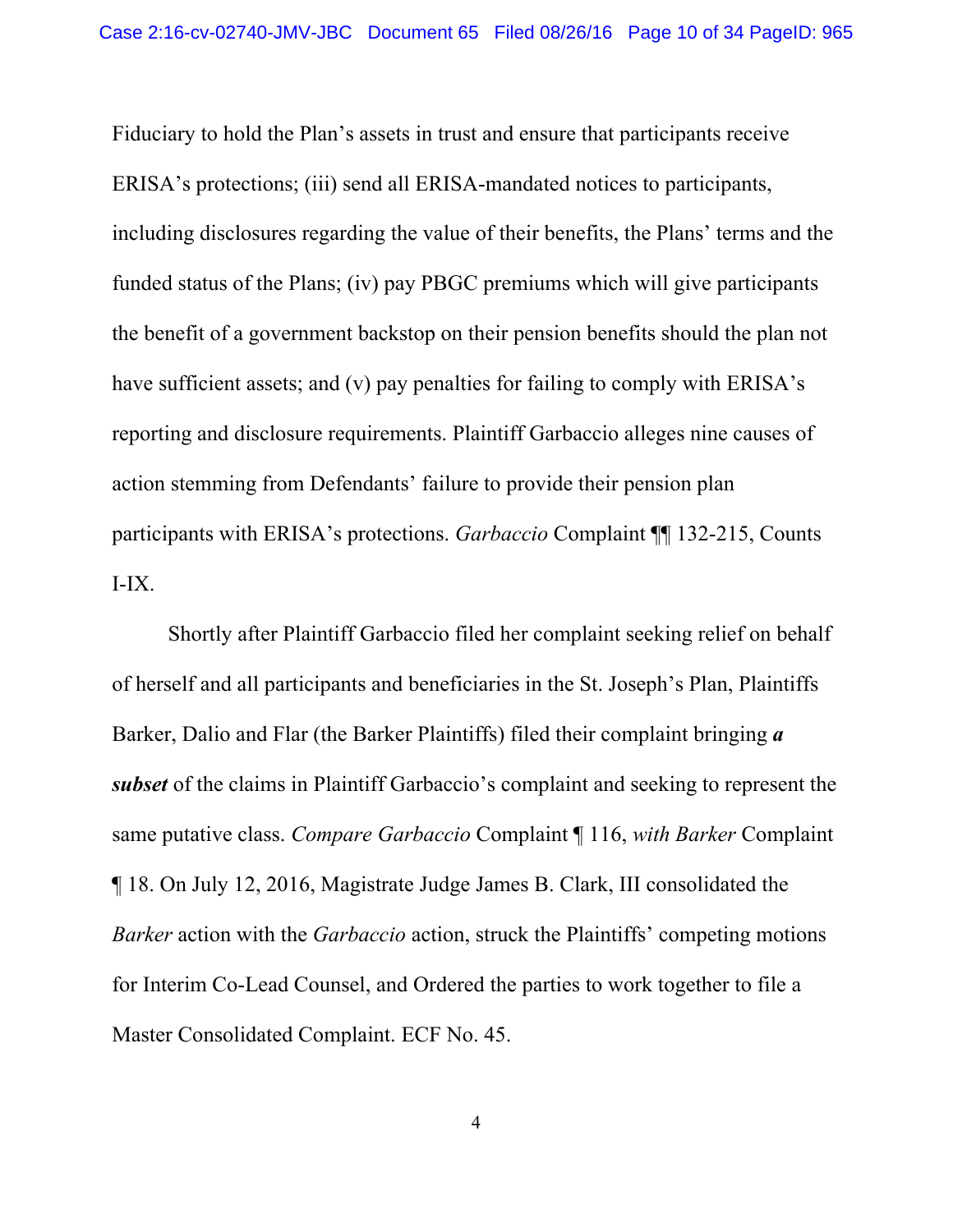Fiduciary to hold the Plan's assets in trust and ensure that participants receive ERISA's protections; (iii) send all ERISA-mandated notices to participants, including disclosures regarding the value of their benefits, the Plans' terms and the funded status of the Plans; (iv) pay PBGC premiums which will give participants the benefit of a government backstop on their pension benefits should the plan not have sufficient assets; and (v) pay penalties for failing to comply with ERISA's reporting and disclosure requirements. Plaintiff Garbaccio alleges nine causes of action stemming from Defendants' failure to provide their pension plan participants with ERISA's protections. *Garbaccio* Complaint ¶¶ 132-215, Counts I-IX.

Shortly after Plaintiff Garbaccio filed her complaint seeking relief on behalf of herself and all participants and beneficiaries in the St. Joseph's Plan, Plaintiffs Barker, Dalio and Flar (the Barker Plaintiffs) filed their complaint bringing ***a subset*** of the claims in Plaintiff Garbaccio's complaint and seeking to represent the same putative class. *Compare Garbaccio* Complaint ¶ 116, *with Barker* Complaint ¶ 18. On July 12, 2016, Magistrate Judge James B. Clark, III consolidated the *Barker* action with the *Garbaccio* action, struck the Plaintiffs' competing motions for Interim Co-Lead Counsel, and Ordered the parties to work together to file a Master Consolidated Complaint. ECF No. 45.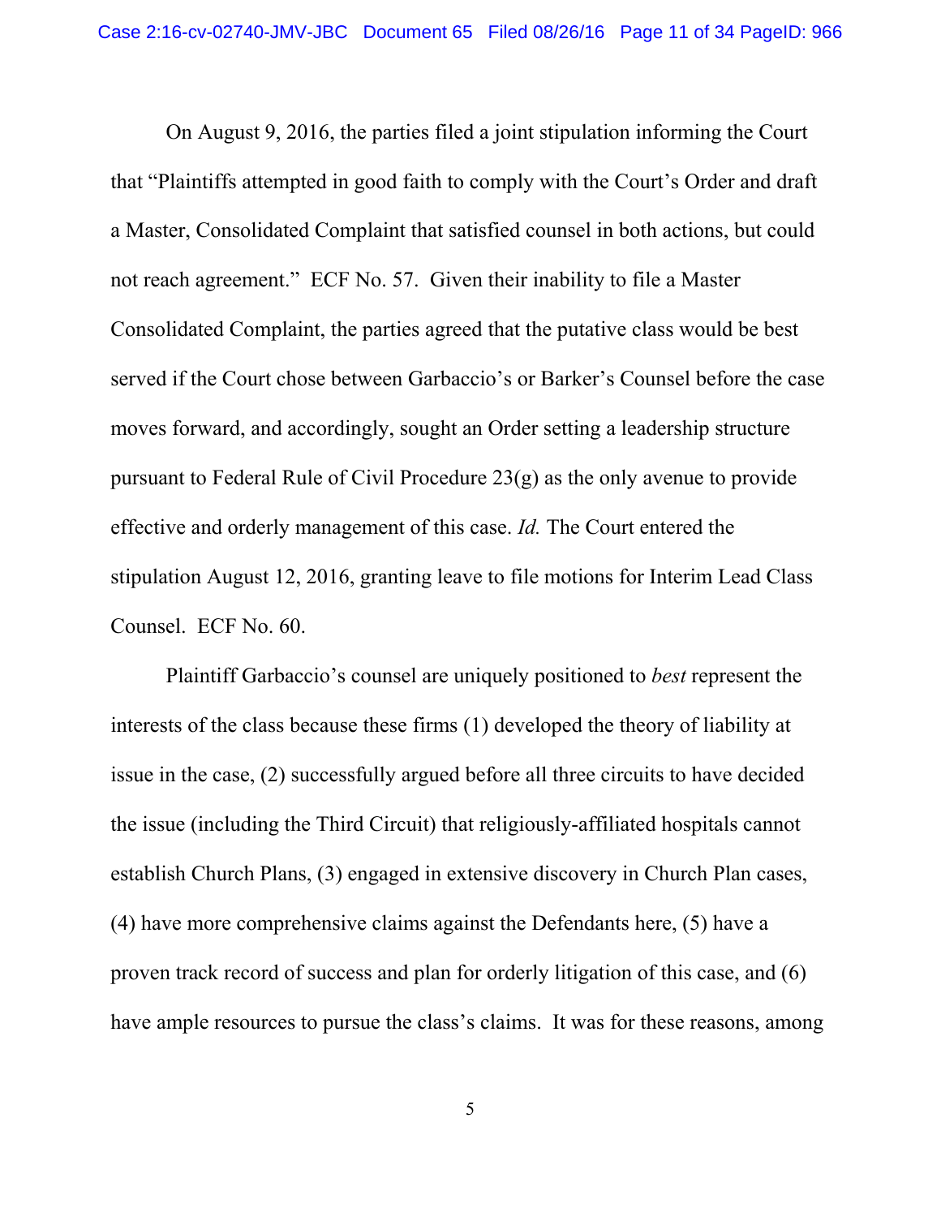On August 9, 2016, the parties filed a joint stipulation informing the Court that "Plaintiffs attempted in good faith to comply with the Court's Order and draft a Master, Consolidated Complaint that satisfied counsel in both actions, but could not reach agreement." ECF No. 57. Given their inability to file a Master Consolidated Complaint, the parties agreed that the putative class would be best served if the Court chose between Garbaccio's or Barker's Counsel before the case moves forward, and accordingly, sought an Order setting a leadership structure pursuant to Federal Rule of Civil Procedure 23(g) as the only avenue to provide effective and orderly management of this case. *Id.* The Court entered the stipulation August 12, 2016, granting leave to file motions for Interim Lead Class Counsel. ECF No. 60.

Plaintiff Garbaccio's counsel are uniquely positioned to *best* represent the interests of the class because these firms (1) developed the theory of liability at issue in the case, (2) successfully argued before all three circuits to have decided the issue (including the Third Circuit) that religiously-affiliated hospitals cannot establish Church Plans, (3) engaged in extensive discovery in Church Plan cases, (4) have more comprehensive claims against the Defendants here, (5) have a proven track record of success and plan for orderly litigation of this case, and (6) have ample resources to pursue the class's claims. It was for these reasons, among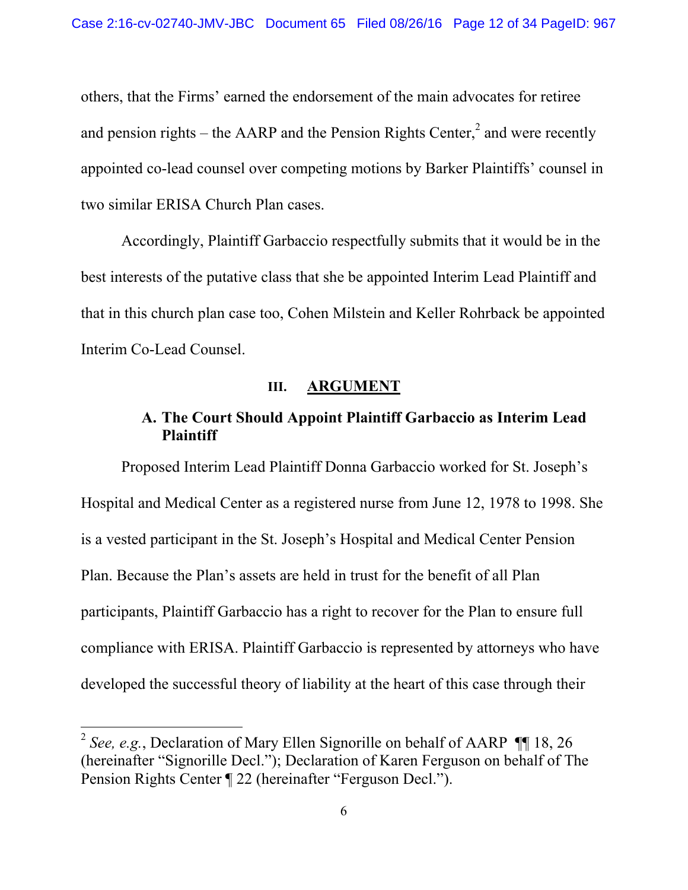others, that the Firms' earned the endorsement of the main advocates for retiree and pension rights – the AARP and the Pension Rights Center,[2] and were recently appointed co-lead counsel over competing motions by Barker Plaintiffs' counsel in two similar ERISA Church Plan cases.

Accordingly, Plaintiff Garbaccio respectfully submits that it would be in the best interests of the putative class that she be appointed Interim Lead Plaintiff and that in this church plan case too, Cohen Milstein and Keller Rohrback be appointed Interim Co-Lead Counsel.

## III. ARGUMENT

### A. The Court Should Appoint Plaintiff Garbaccio as Interim Lead Plaintiff

Proposed Interim Lead Plaintiff Donna Garbaccio worked for St. Joseph's Hospital and Medical Center as a registered nurse from June 12, 1978 to 1998. She is a vested participant in the St. Joseph's Hospital and Medical Center Pension Plan. Because the Plan's assets are held in trust for the benefit of all Plan participants, Plaintiff Garbaccio has a right to recover for the Plan to ensure full compliance with ERISA. Plaintiff Garbaccio is represented by attorneys who have developed the successful theory of liability at the heart of this case through their

---

[2] *See, e.g.*, Declaration of Mary Ellen Signorille on behalf of AARP ¶¶ 18, 26 (hereinafter "Signorille Decl."); Declaration of Karen Ferguson on behalf of The Pension Rights Center ¶ 22 (hereinafter "Ferguson Decl.").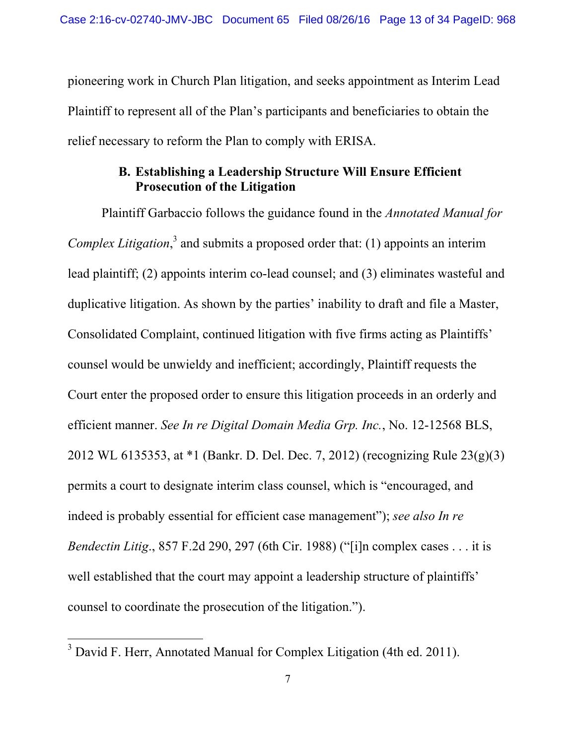pioneering work in Church Plan litigation, and seeks appointment as Interim Lead Plaintiff to represent all of the Plan's participants and beneficiaries to obtain the relief necessary to reform the Plan to comply with ERISA.

### B. Establishing a Leadership Structure Will Ensure Efficient Prosecution of the Litigation

Plaintiff Garbaccio follows the guidance found in the *Annotated Manual for Complex Litigation*,[3] and submits a proposed order that: (1) appoints an interim lead plaintiff; (2) appoints interim co-lead counsel; and (3) eliminates wasteful and duplicative litigation. As shown by the parties' inability to draft and file a Master, Consolidated Complaint, continued litigation with five firms acting as Plaintiffs' counsel would be unwieldy and inefficient; accordingly, Plaintiff requests the Court enter the proposed order to ensure this litigation proceeds in an orderly and efficient manner. *See In re Digital Domain Media Grp. Inc.*, No. 12-12568 BLS, 2012 WL 6135353, at *1 (Bankr. D. Del. Dec. 7, 2012) (recognizing Rule 23(g)(3) permits a court to designate interim class counsel, which is "encouraged, and indeed is probably essential for efficient case management"); *see also In re Bendectin Litig*., 857 F.2d 290, 297 (6th Cir. 1988) ("[i]n complex cases . . . it is well established that the court may appoint a leadership structure of plaintiffs' counsel to coordinate the prosecution of the litigation.").

[3] David F. Herr, Annotated Manual for Complex Litigation (4th ed. 2011).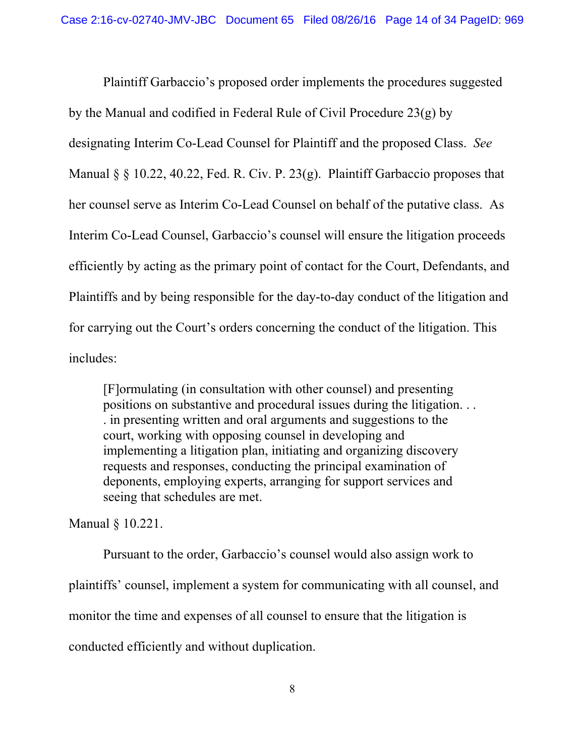Plaintiff Garbaccio's proposed order implements the procedures suggested by the Manual and codified in Federal Rule of Civil Procedure 23(g) by designating Interim Co-Lead Counsel for Plaintiff and the proposed Class. *See* Manual § § 10.22, 40.22, Fed. R. Civ. P. 23(g). Plaintiff Garbaccio proposes that her counsel serve as Interim Co-Lead Counsel on behalf of the putative class. As Interim Co-Lead Counsel, Garbaccio's counsel will ensure the litigation proceeds efficiently by acting as the primary point of contact for the Court, Defendants, and Plaintiffs and by being responsible for the day-to-day conduct of the litigation and for carrying out the Court's orders concerning the conduct of the litigation. This includes:

> [F]ormulating (in consultation with other counsel) and presenting positions on substantive and procedural issues during the litigation. . . . in presenting written and oral arguments and suggestions to the court, working with opposing counsel in developing and implementing a litigation plan, initiating and organizing discovery requests and responses, conducting the principal examination of deponents, employing experts, arranging for support services and seeing that schedules are met.

Manual § 10.221.

Pursuant to the order, Garbaccio's counsel would also assign work to plaintiffs' counsel, implement a system for communicating with all counsel, and monitor the time and expenses of all counsel to ensure that the litigation is conducted efficiently and without duplication.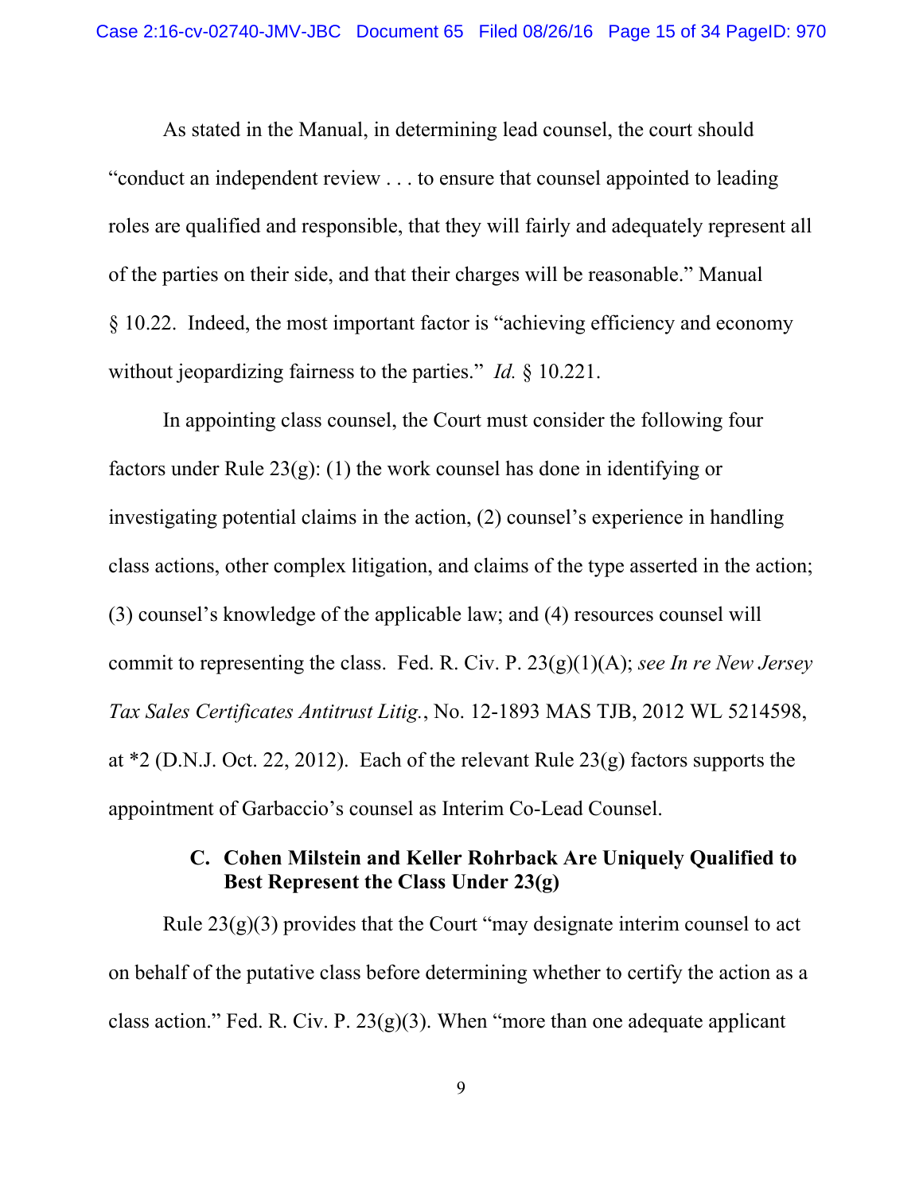As stated in the Manual, in determining lead counsel, the court should "conduct an independent review . . . to ensure that counsel appointed to leading roles are qualified and responsible, that they will fairly and adequately represent all of the parties on their side, and that their charges will be reasonable." Manual § 10.22. Indeed, the most important factor is "achieving efficiency and economy without jeopardizing fairness to the parties." *Id.* § 10.221.

In appointing class counsel, the Court must consider the following four factors under Rule 23(g): (1) the work counsel has done in identifying or investigating potential claims in the action, (2) counsel's experience in handling class actions, other complex litigation, and claims of the type asserted in the action; (3) counsel's knowledge of the applicable law; and (4) resources counsel will commit to representing the class. Fed. R. Civ. P. 23(g)(1)(A); *see In re New Jersey Tax Sales Certificates Antitrust Litig.*, No. 12-1893 MAS TJB, 2012 WL 5214598, at *2 (D.N.J. Oct. 22, 2012). Each of the relevant Rule 23(g) factors supports the appointment of Garbaccio's counsel as Interim Co-Lead Counsel.

### C. Cohen Milstein and Keller Rohrback Are Uniquely Qualified to Best Represent the Class Under 23(g)

Rule 23(g)(3) provides that the Court "may designate interim counsel to act on behalf of the putative class before determining whether to certify the action as a class action." Fed. R. Civ. P. 23(g)(3). When "more than one adequate applicant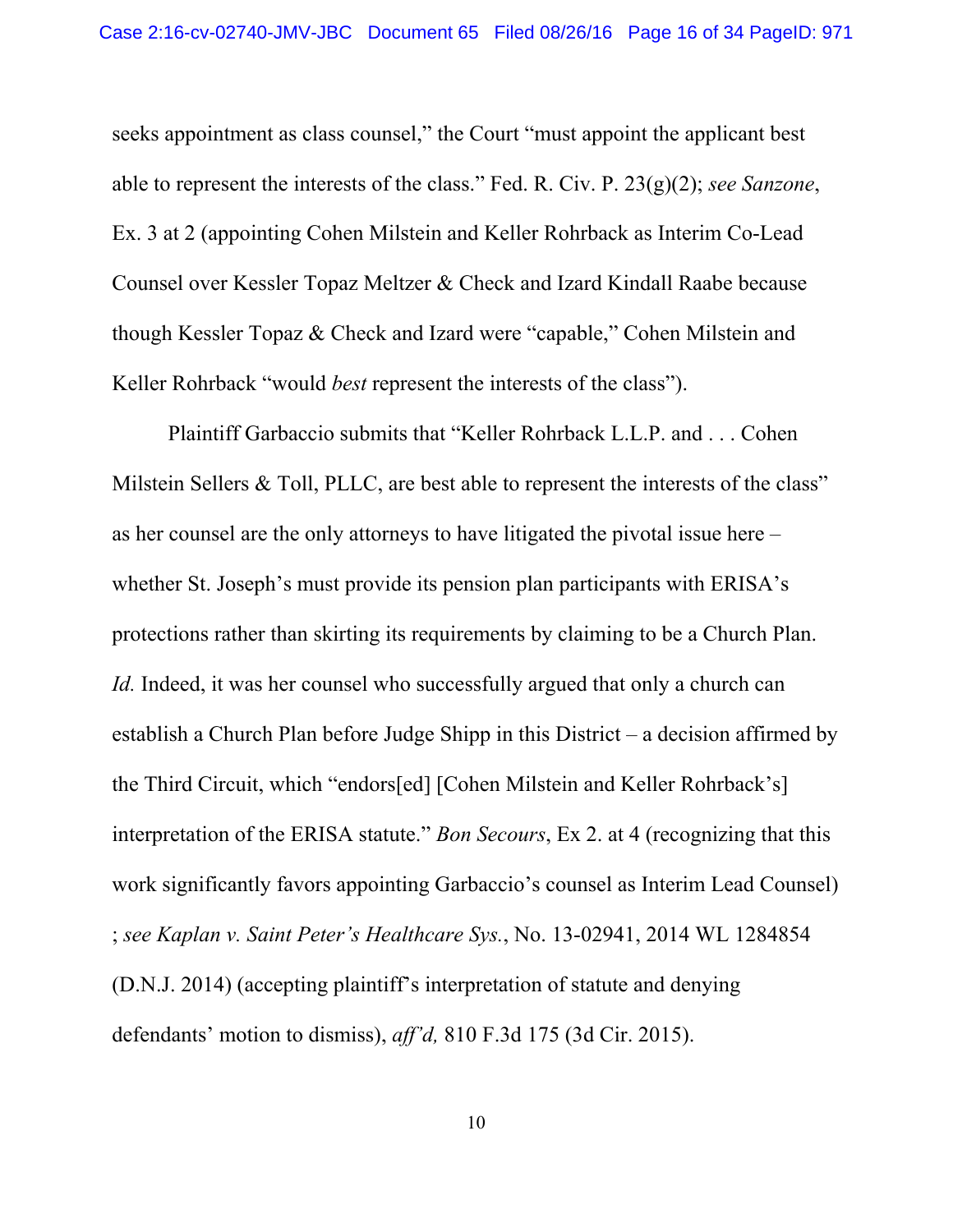seeks appointment as class counsel," the Court "must appoint the applicant best able to represent the interests of the class." Fed. R. Civ. P. 23(g)(2); *see Sanzone*, Ex. 3 at 2 (appointing Cohen Milstein and Keller Rohrback as Interim Co-Lead Counsel over Kessler Topaz Meltzer & Check and Izard Kindall Raabe because though Kessler Topaz & Check and Izard were "capable," Cohen Milstein and Keller Rohrback "would *best* represent the interests of the class").

Plaintiff Garbaccio submits that "Keller Rohrback L.L.P. and . . . Cohen Milstein Sellers & Toll, PLLC, are best able to represent the interests of the class" as her counsel are the only attorneys to have litigated the pivotal issue here – whether St. Joseph's must provide its pension plan participants with ERISA's protections rather than skirting its requirements by claiming to be a Church Plan. *Id.* Indeed, it was her counsel who successfully argued that only a church can establish a Church Plan before Judge Shipp in this District – a decision affirmed by the Third Circuit, which "endors[ed] [Cohen Milstein and Keller Rohrback's] interpretation of the ERISA statute." *Bon Secours*, Ex 2. at 4 (recognizing that this work significantly favors appointing Garbaccio's counsel as Interim Lead Counsel) ; *see Kaplan v. Saint Peter's Healthcare Sys.*, No. 13-02941, 2014 WL 1284854 (D.N.J. 2014) (accepting plaintiff's interpretation of statute and denying defendants' motion to dismiss), *aff'd,* 810 F.3d 175 (3d Cir. 2015).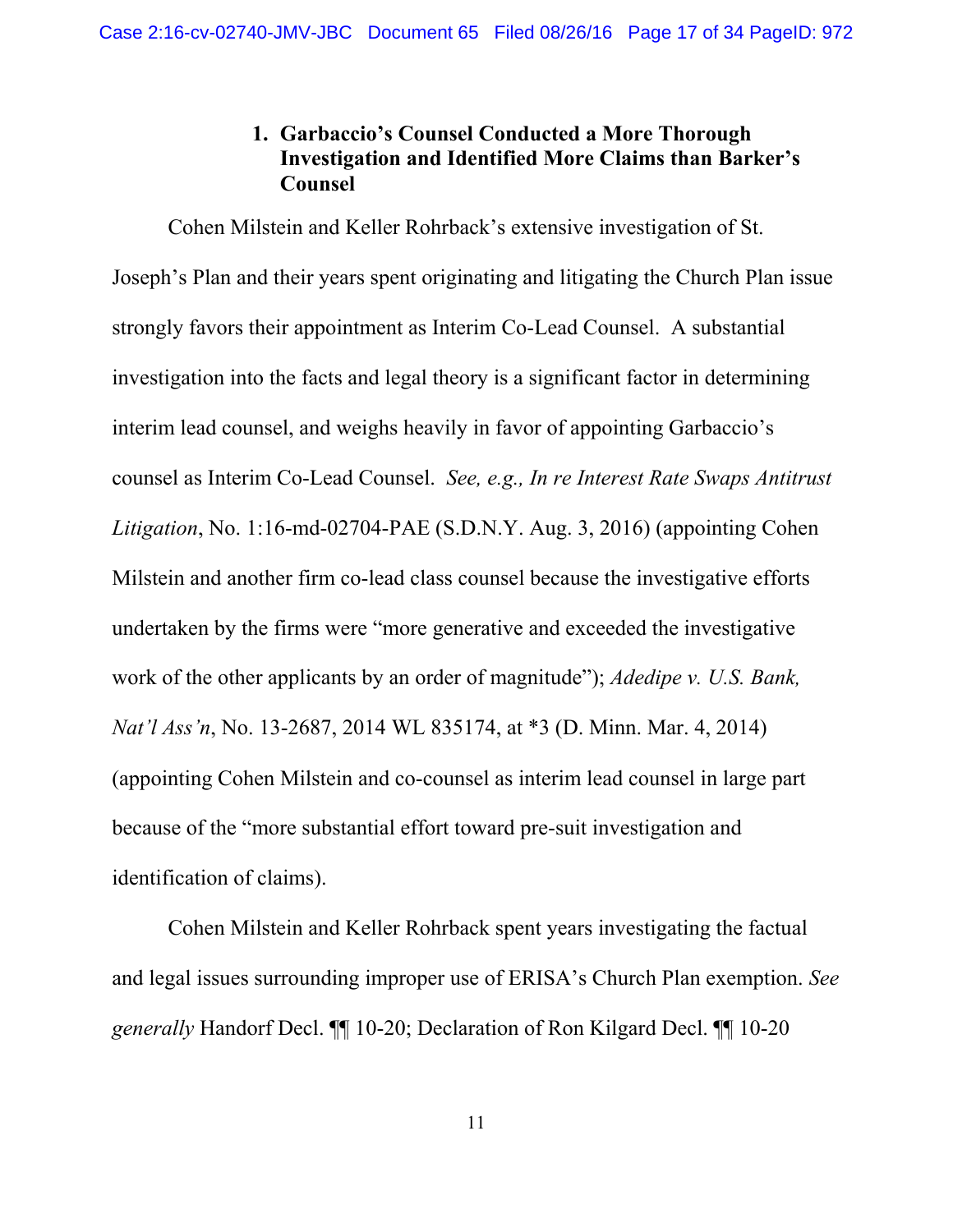### 1. Garbaccio's Counsel Conducted a More Thorough Investigation and Identified More Claims than Barker's Counsel

Cohen Milstein and Keller Rohrback's extensive investigation of St. Joseph's Plan and their years spent originating and litigating the Church Plan issue strongly favors their appointment as Interim Co-Lead Counsel. A substantial investigation into the facts and legal theory is a significant factor in determining interim lead counsel, and weighs heavily in favor of appointing Garbaccio's counsel as Interim Co-Lead Counsel. *See, e.g., In re Interest Rate Swaps Antitrust Litigation*, No. 1:16-md-02704-PAE (S.D.N.Y. Aug. 3, 2016) (appointing Cohen Milstein and another firm co-lead class counsel because the investigative efforts undertaken by the firms were "more generative and exceeded the investigative work of the other applicants by an order of magnitude"); *Adedipe v. U.S. Bank, Nat'l Ass'n*, No. 13-2687, 2014 WL 835174, at *3 (D. Minn. Mar. 4, 2014) (appointing Cohen Milstein and co-counsel as interim lead counsel in large part because of the "more substantial effort toward pre-suit investigation and identification of claims).

Cohen Milstein and Keller Rohrback spent years investigating the factual and legal issues surrounding improper use of ERISA's Church Plan exemption. *See generally* Handorf Decl. ¶¶ 10-20; Declaration of Ron Kilgard Decl. ¶¶ 10-20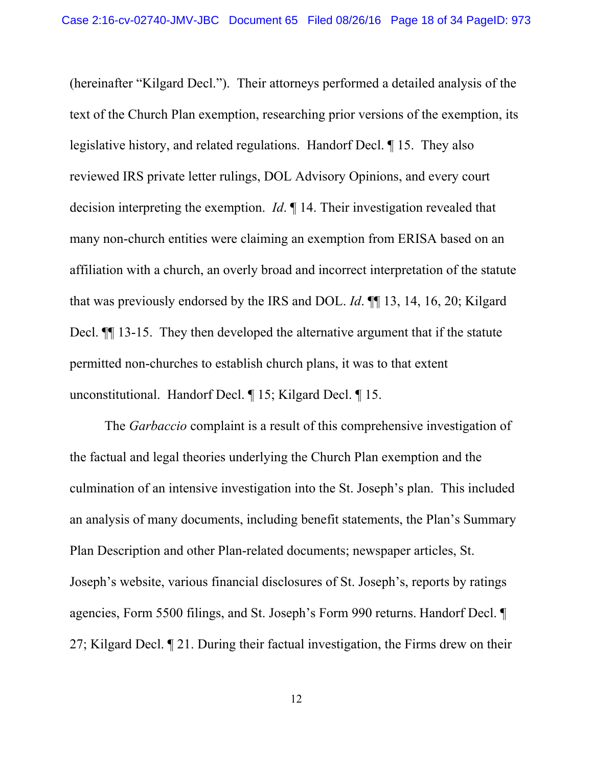(hereinafter "Kilgard Decl."). Their attorneys performed a detailed analysis of the text of the Church Plan exemption, researching prior versions of the exemption, its legislative history, and related regulations. Handorf Decl. ¶ 15. They also reviewed IRS private letter rulings, DOL Advisory Opinions, and every court decision interpreting the exemption. *Id*. ¶ 14. Their investigation revealed that many non-church entities were claiming an exemption from ERISA based on an affiliation with a church, an overly broad and incorrect interpretation of the statute that was previously endorsed by the IRS and DOL. *Id*. ¶¶ 13, 14, 16, 20; Kilgard Decl. ¶¶ 13-15. They then developed the alternative argument that if the statute permitted non-churches to establish church plans, it was to that extent unconstitutional. Handorf Decl. ¶ 15; Kilgard Decl. ¶ 15.

The *Garbaccio* complaint is a result of this comprehensive investigation of the factual and legal theories underlying the Church Plan exemption and the culmination of an intensive investigation into the St. Joseph's plan. This included an analysis of many documents, including benefit statements, the Plan's Summary Plan Description and other Plan-related documents; newspaper articles, St. Joseph's website, various financial disclosures of St. Joseph's, reports by ratings agencies, Form 5500 filings, and St. Joseph's Form 990 returns. Handorf Decl. ¶ 27; Kilgard Decl. ¶ 21. During their factual investigation, the Firms drew on their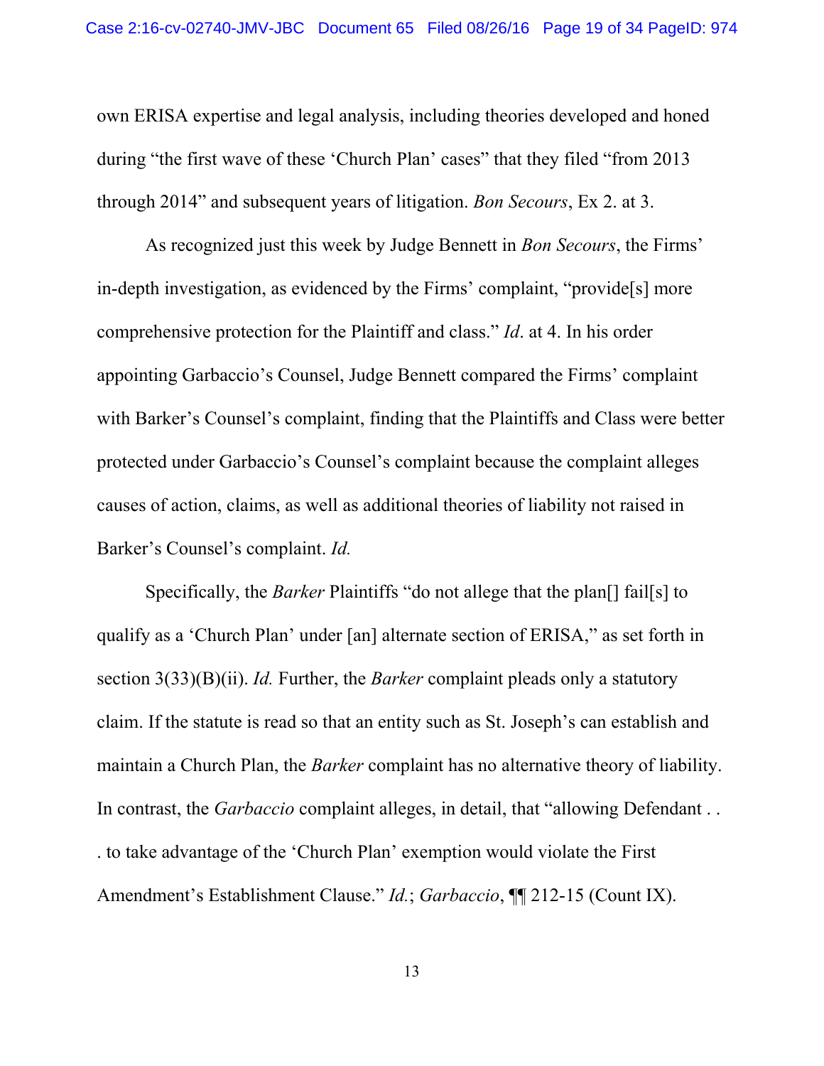own ERISA expertise and legal analysis, including theories developed and honed during "the first wave of these 'Church Plan' cases" that they filed "from 2013 through 2014" and subsequent years of litigation. *Bon Secours*, Ex 2. at 3.

As recognized just this week by Judge Bennett in *Bon Secours*, the Firms' in-depth investigation, as evidenced by the Firms' complaint, "provide[s] more comprehensive protection for the Plaintiff and class." *Id*. at 4. In his order appointing Garbaccio's Counsel, Judge Bennett compared the Firms' complaint with Barker's Counsel's complaint, finding that the Plaintiffs and Class were better protected under Garbaccio's Counsel's complaint because the complaint alleges causes of action, claims, as well as additional theories of liability not raised in Barker's Counsel's complaint. *Id.*

Specifically, the *Barker* Plaintiffs "do not allege that the plan[] fail[s] to qualify as a 'Church Plan' under [an] alternate section of ERISA," as set forth in section 3(33)(B)(ii). *Id.* Further, the *Barker* complaint pleads only a statutory claim. If the statute is read so that an entity such as St. Joseph's can establish and maintain a Church Plan, the *Barker* complaint has no alternative theory of liability. In contrast, the *Garbaccio* complaint alleges, in detail, that "allowing Defendant . . . to take advantage of the 'Church Plan' exemption would violate the First Amendment's Establishment Clause." *Id.*; *Garbaccio*, ¶¶ 212-15 (Count IX).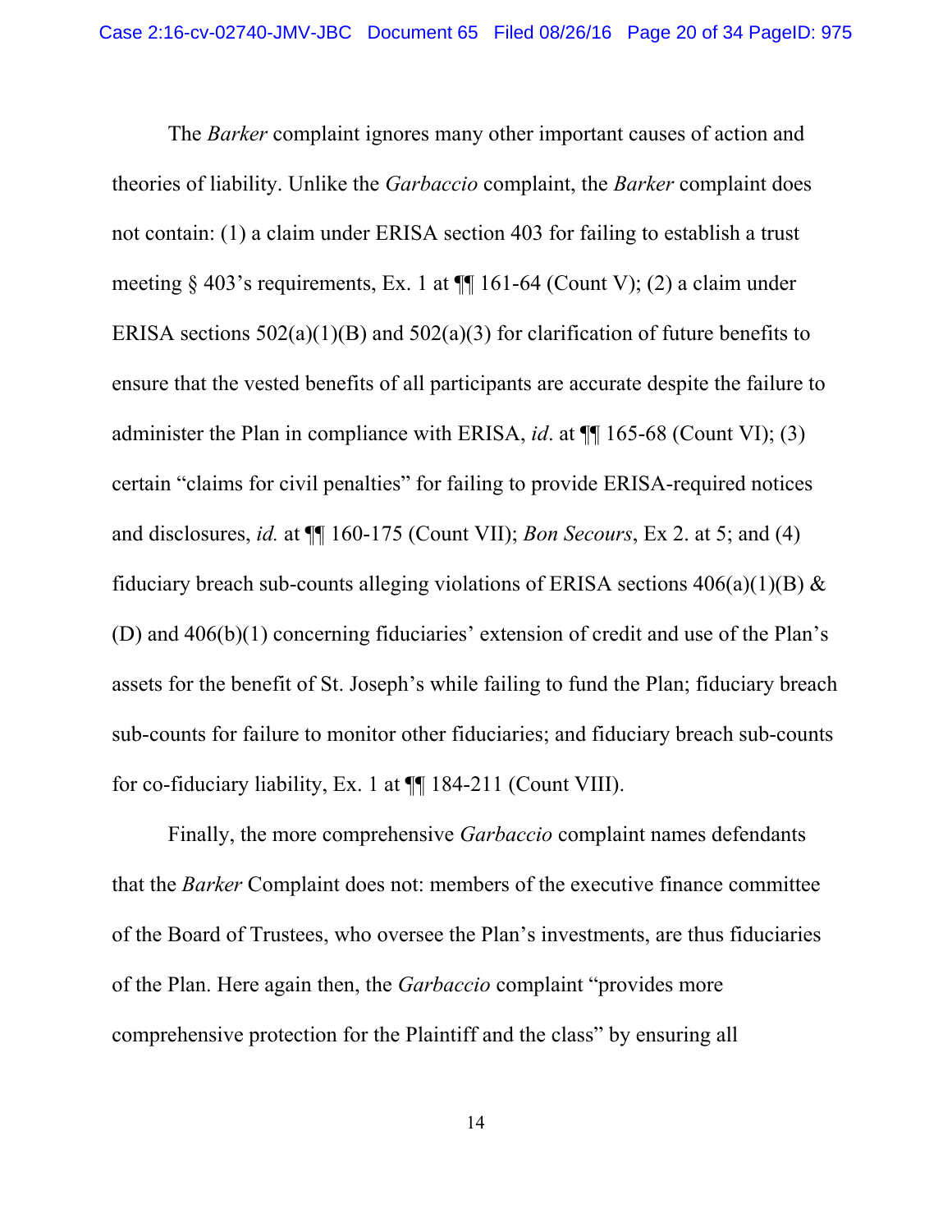The *Barker* complaint ignores many other important causes of action and theories of liability. Unlike the *Garbaccio* complaint, the *Barker* complaint does not contain: (1) a claim under ERISA section 403 for failing to establish a trust meeting § 403's requirements, Ex. 1 at ¶¶ 161-64 (Count V); (2) a claim under ERISA sections 502(a)(1)(B) and 502(a)(3) for clarification of future benefits to ensure that the vested benefits of all participants are accurate despite the failure to administer the Plan in compliance with ERISA, *id*. at ¶¶ 165-68 (Count VI); (3) certain "claims for civil penalties" for failing to provide ERISA-required notices and disclosures, *id.* at ¶¶ 160-175 (Count VII); *Bon Secours*, Ex 2. at 5; and (4) fiduciary breach sub-counts alleging violations of ERISA sections 406(a)(1)(B) & (D) and 406(b)(1) concerning fiduciaries' extension of credit and use of the Plan's assets for the benefit of St. Joseph's while failing to fund the Plan; fiduciary breach sub-counts for failure to monitor other fiduciaries; and fiduciary breach sub-counts for co-fiduciary liability, Ex. 1 at ¶¶ 184-211 (Count VIII).

Finally, the more comprehensive *Garbaccio* complaint names defendants that the *Barker* Complaint does not: members of the executive finance committee of the Board of Trustees, who oversee the Plan's investments, are thus fiduciaries of the Plan. Here again then, the *Garbaccio* complaint "provides more comprehensive protection for the Plaintiff and the class" by ensuring all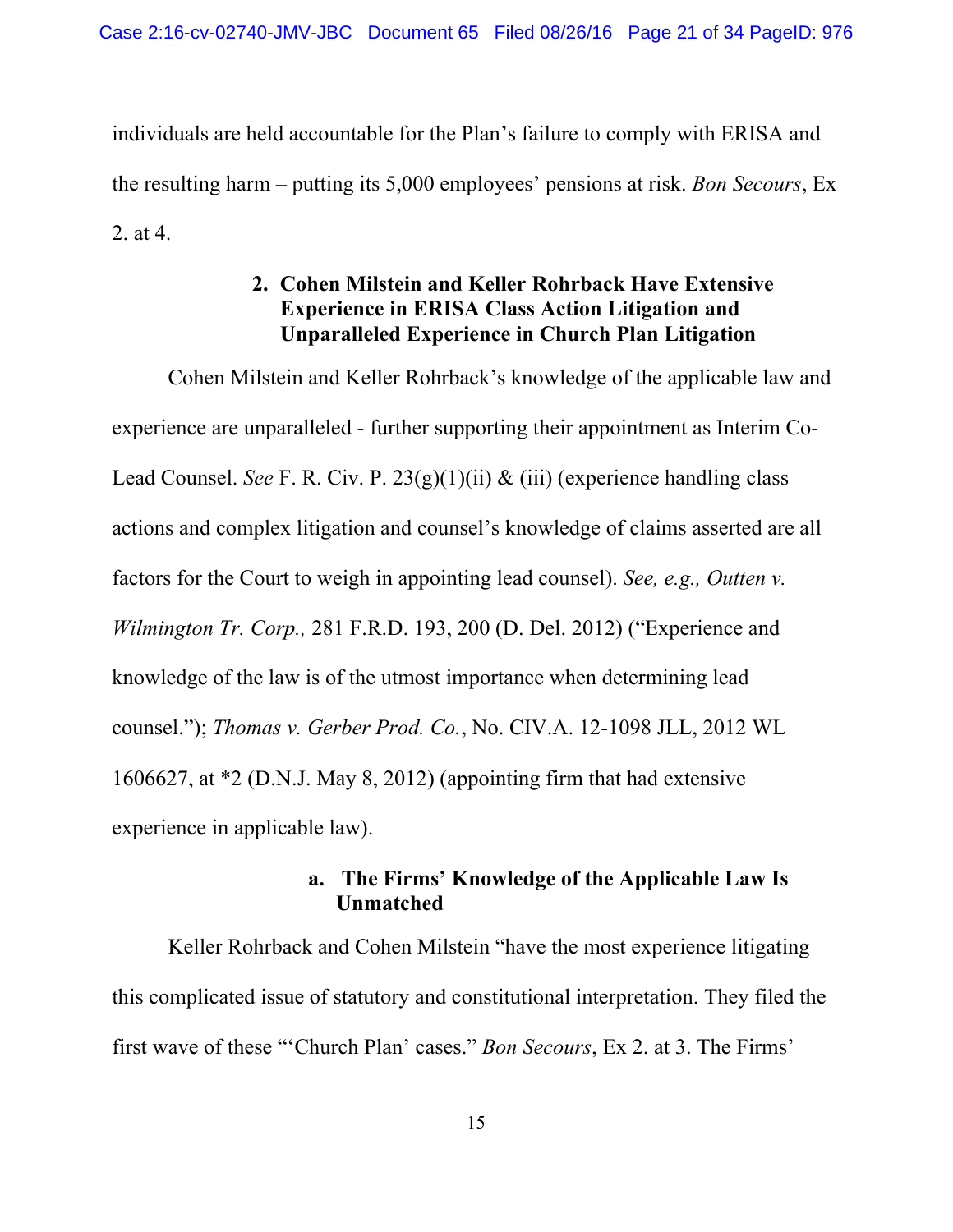individuals are held accountable for the Plan's failure to comply with ERISA and the resulting harm – putting its 5,000 employees' pensions at risk. *Bon Secours*, Ex 2. at 4.

### 2. Cohen Milstein and Keller Rohrback Have Extensive Experience in ERISA Class Action Litigation and Unparalleled Experience in Church Plan Litigation

Cohen Milstein and Keller Rohrback's knowledge of the applicable law and experience are unparalleled - further supporting their appointment as Interim Co-Lead Counsel. *See* F. R. Civ. P. 23(g)(1)(ii) & (iii) (experience handling class actions and complex litigation and counsel's knowledge of claims asserted are all factors for the Court to weigh in appointing lead counsel). *See, e.g., Outten v. Wilmington Tr. Corp.,* 281 F.R.D. 193, 200 (D. Del. 2012) ("Experience and knowledge of the law is of the utmost importance when determining lead counsel."); *Thomas v. Gerber Prod. Co.*, No. CIV.A. 12-1098 JLL, 2012 WL 1606627, at *2 (D.N.J. May 8, 2012) (appointing firm that had extensive experience in applicable law).

#### a. The Firms' Knowledge of the Applicable Law Is Unmatched

Keller Rohrback and Cohen Milstein "have the most experience litigating this complicated issue of statutory and constitutional interpretation. They filed the first wave of these "'Church Plan' cases." *Bon Secours*, Ex 2. at 3. The Firms'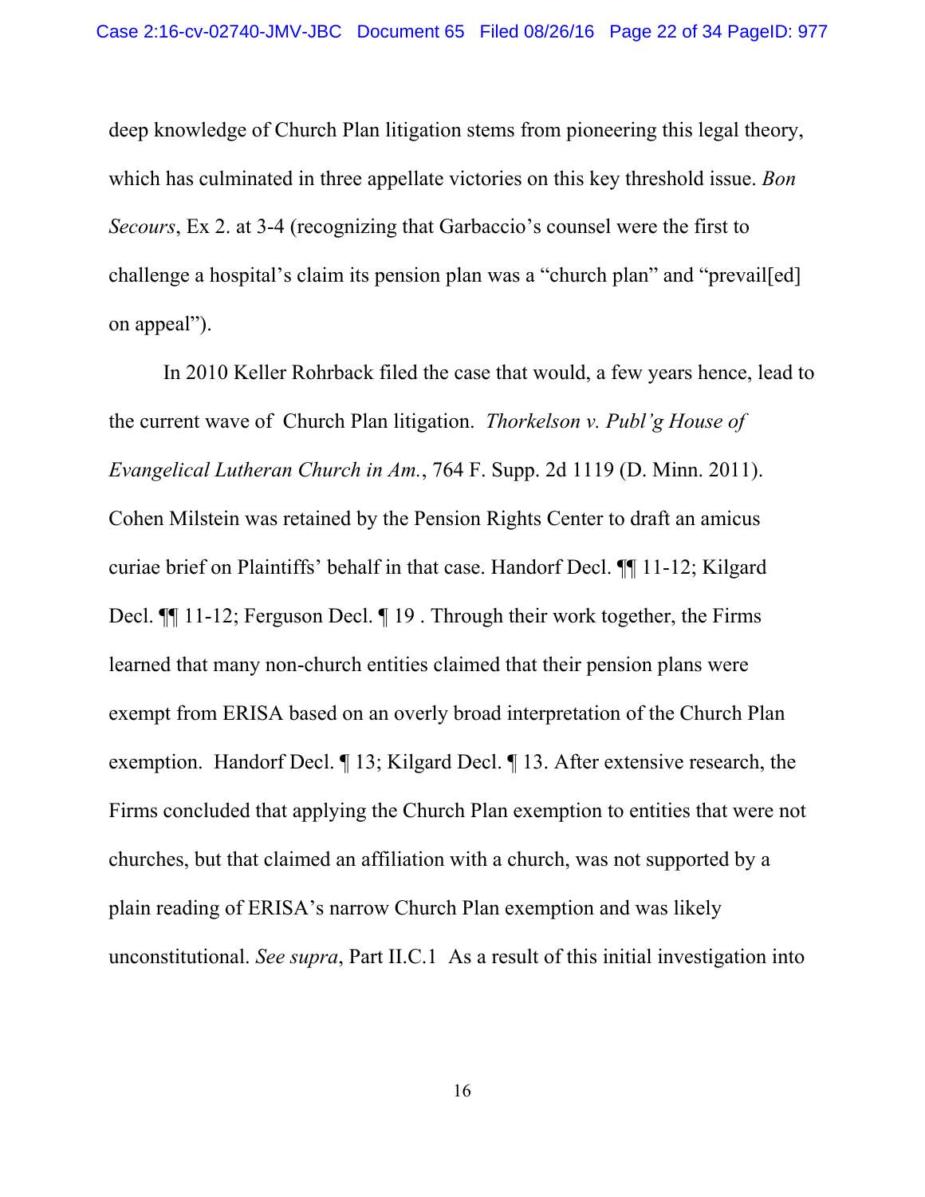deep knowledge of Church Plan litigation stems from pioneering this legal theory, which has culminated in three appellate victories on this key threshold issue. *Bon Secours*, Ex 2. at 3-4 (recognizing that Garbaccio's counsel were the first to challenge a hospital's claim its pension plan was a "church plan" and "prevail[ed] on appeal").

In 2010 Keller Rohrback filed the case that would, a few years hence, lead to the current wave of Church Plan litigation. *Thorkelson v. Publ'g House of Evangelical Lutheran Church in Am.*, 764 F. Supp. 2d 1119 (D. Minn. 2011). Cohen Milstein was retained by the Pension Rights Center to draft an amicus curiae brief on Plaintiffs' behalf in that case. Handorf Decl. ¶¶ 11-12; Kilgard Decl. ¶¶ 11-12; Ferguson Decl. ¶ 19 . Through their work together, the Firms learned that many non-church entities claimed that their pension plans were exempt from ERISA based on an overly broad interpretation of the Church Plan exemption. Handorf Decl. ¶ 13; Kilgard Decl. ¶ 13. After extensive research, the Firms concluded that applying the Church Plan exemption to entities that were not churches, but that claimed an affiliation with a church, was not supported by a plain reading of ERISA's narrow Church Plan exemption and was likely unconstitutional. *See supra*, Part II.C.1 As a result of this initial investigation into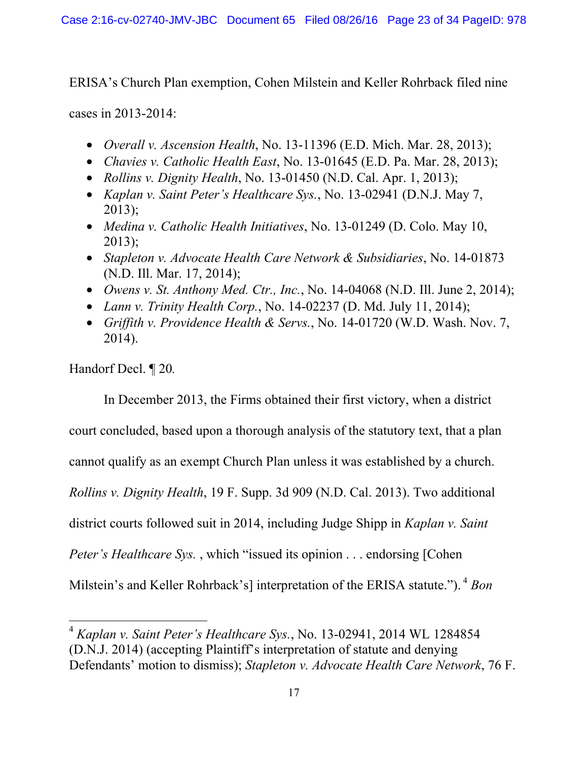ERISA's Church Plan exemption, Cohen Milstein and Keller Rohrback filed nine cases in 2013-2014:

- *Overall v. Ascension Health*, No. 13-11396 (E.D. Mich. Mar. 28, 2013);
- *Chavies v. Catholic Health East*, No. 13-01645 (E.D. Pa. Mar. 28, 2013);
- *Rollins v. Dignity Health*, No. 13-01450 (N.D. Cal. Apr. 1, 2013);
- *Kaplan v. Saint Peter's Healthcare Sys.*, No. 13-02941 (D.N.J. May 7, 2013);
- *Medina v. Catholic Health Initiatives*, No. 13-01249 (D. Colo. May 10, 2013);
- *Stapleton v. Advocate Health Care Network & Subsidiaries*, No. 14-01873 (N.D. Ill. Mar. 17, 2014);
- *Owens v. St. Anthony Med. Ctr., Inc.*, No. 14-04068 (N.D. Ill. June 2, 2014);
- *Lann v. Trinity Health Corp.*, No. 14-02237 (D. Md. July 11, 2014);
- *Griffith v. Providence Health & Servs.*, No. 14-01720 (W.D. Wash. Nov. 7, 2014).

Handorf Decl. ¶ 20.

In December 2013, the Firms obtained their first victory, when a district court concluded, based upon a thorough analysis of the statutory text, that a plan cannot qualify as an exempt Church Plan unless it was established by a church. *Rollins v. Dignity Health*, 19 F. Supp. 3d 909 (N.D. Cal. 2013). Two additional district courts followed suit in 2014, including Judge Shipp in *Kaplan v. Saint Peter's Healthcare Sys.* , which "issued its opinion . . . endorsing [Cohen Milstein's and Keller Rohrback's] interpretation of the ERISA statute.").[4] *Bon*

---

[4] *Kaplan v. Saint Peter's Healthcare Sys.*, No. 13-02941, 2014 WL 1284854 (D.N.J. 2014) (accepting Plaintiff's interpretation of statute and denying Defendants' motion to dismiss); *Stapleton v. Advocate Health Care Network*, 76 F.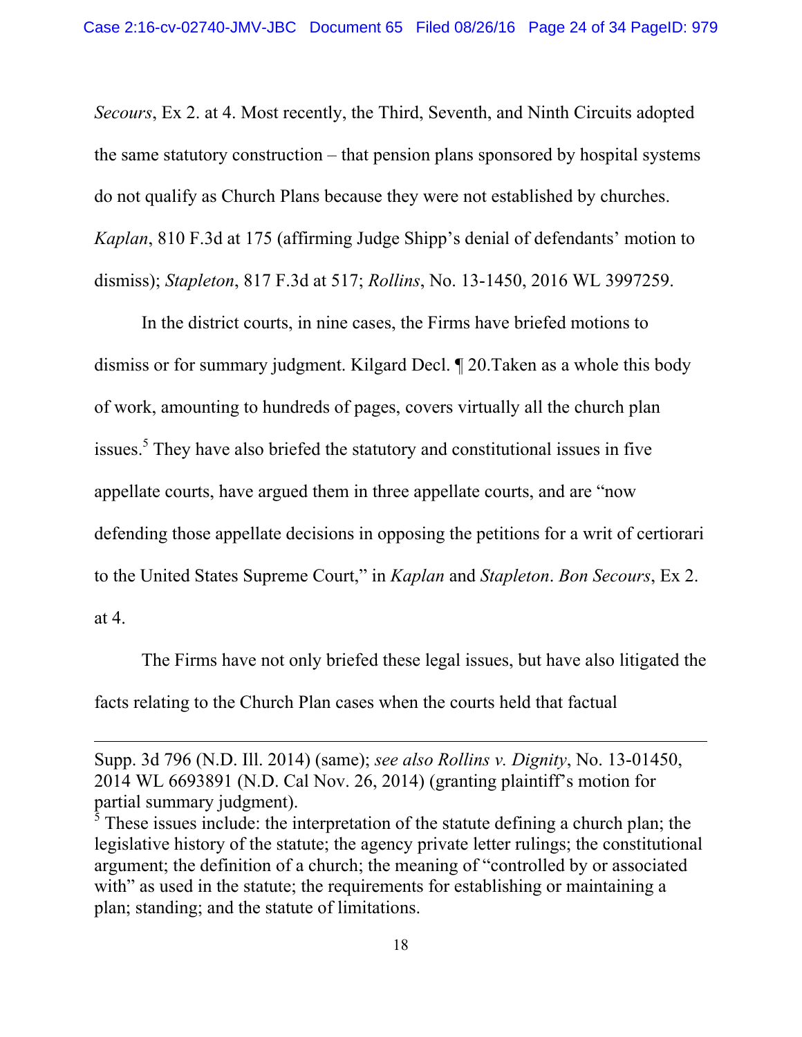*Secours*, Ex 2. at 4. Most recently, the Third, Seventh, and Ninth Circuits adopted the same statutory construction – that pension plans sponsored by hospital systems do not qualify as Church Plans because they were not established by churches. *Kaplan*, 810 F.3d at 175 (affirming Judge Shipp's denial of defendants' motion to dismiss); *Stapleton*, 817 F.3d at 517; *Rollins*, No. 13-1450, 2016 WL 3997259.

In the district courts, in nine cases, the Firms have briefed motions to dismiss or for summary judgment. Kilgard Decl. ¶ 20.Taken as a whole this body of work, amounting to hundreds of pages, covers virtually all the church plan issues.[5] They have also briefed the statutory and constitutional issues in five appellate courts, have argued them in three appellate courts, and are "now defending those appellate decisions in opposing the petitions for a writ of certiorari to the United States Supreme Court," in *Kaplan* and *Stapleton*. *Bon Secours*, Ex 2. at 4.

The Firms have not only briefed these legal issues, but have also litigated the facts relating to the Church Plan cases when the courts held that factual

---

Supp. 3d 796 (N.D. Ill. 2014) (same); *see also Rollins v. Dignity*, No. 13-01450, 2014 WL 6693891 (N.D. Cal Nov. 26, 2014) (granting plaintiff's motion for partial summary judgment).

[5] These issues include: the interpretation of the statute defining a church plan; the legislative history of the statute; the agency private letter rulings; the constitutional argument; the definition of a church; the meaning of "controlled by or associated with" as used in the statute; the requirements for establishing or maintaining a plan; standing; and the statute of limitations.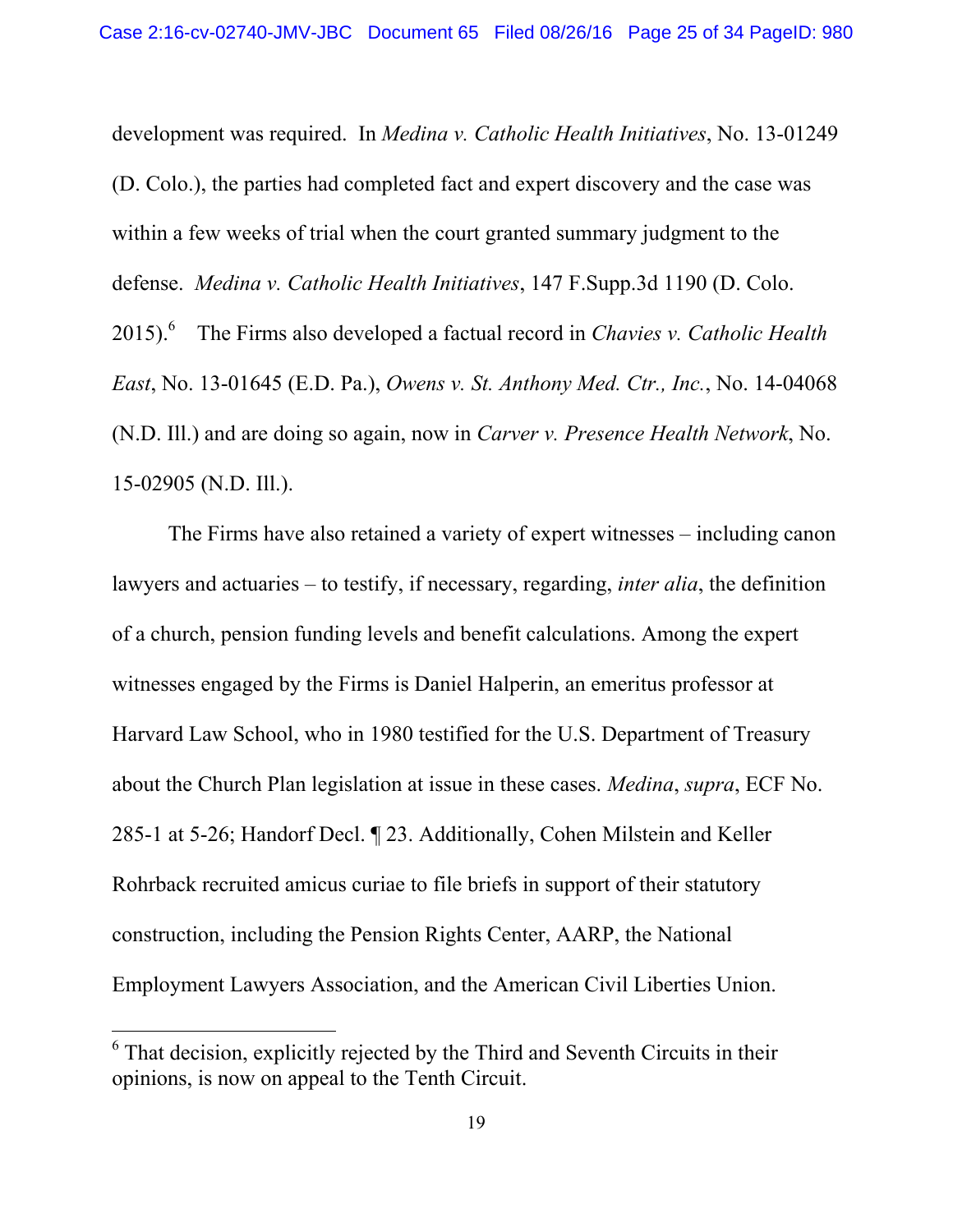development was required. In *Medina v. Catholic Health Initiatives*, No. 13-01249 (D. Colo.), the parties had completed fact and expert discovery and the case was within a few weeks of trial when the court granted summary judgment to the defense. *Medina v. Catholic Health Initiatives*, 147 F.Supp.3d 1190 (D. Colo. 2015).[6] The Firms also developed a factual record in *Chavies v. Catholic Health East*, No. 13-01645 (E.D. Pa.), *Owens v. St. Anthony Med. Ctr., Inc.*, No. 14-04068 (N.D. Ill.) and are doing so again, now in *Carver v. Presence Health Network*, No. 15-02905 (N.D. Ill.).

The Firms have also retained a variety of expert witnesses – including canon lawyers and actuaries – to testify, if necessary, regarding, *inter alia*, the definition of a church, pension funding levels and benefit calculations. Among the expert witnesses engaged by the Firms is Daniel Halperin, an emeritus professor at Harvard Law School, who in 1980 testified for the U.S. Department of Treasury about the Church Plan legislation at issue in these cases. *Medina*, *supra*, ECF No. 285-1 at 5-26; Handorf Decl. ¶ 23. Additionally, Cohen Milstein and Keller Rohrback recruited amicus curiae to file briefs in support of their statutory construction, including the Pension Rights Center, AARP, the National Employment Lawyers Association, and the American Civil Liberties Union.

---

[6] That decision, explicitly rejected by the Third and Seventh Circuits in their opinions, is now on appeal to the Tenth Circuit.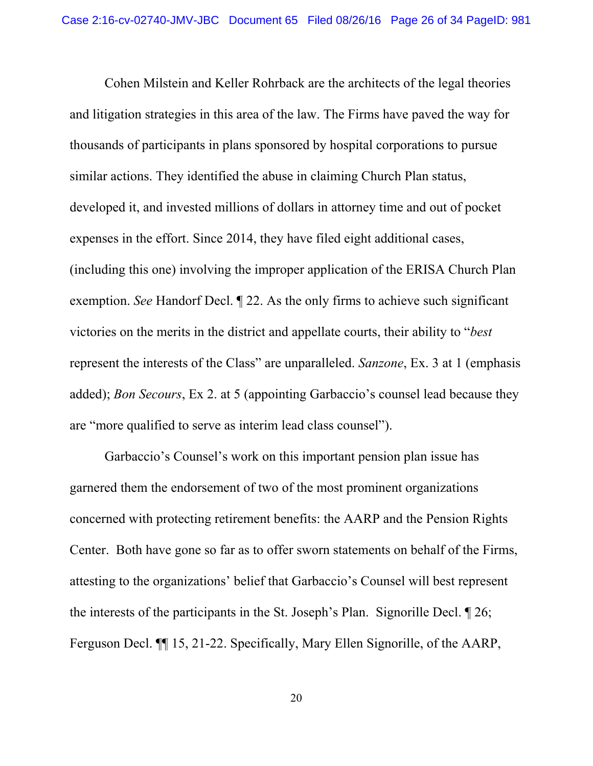Cohen Milstein and Keller Rohrback are the architects of the legal theories and litigation strategies in this area of the law. The Firms have paved the way for thousands of participants in plans sponsored by hospital corporations to pursue similar actions. They identified the abuse in claiming Church Plan status, developed it, and invested millions of dollars in attorney time and out of pocket expenses in the effort. Since 2014, they have filed eight additional cases, (including this one) involving the improper application of the ERISA Church Plan exemption. *See* Handorf Decl. ¶ 22. As the only firms to achieve such significant victories on the merits in the district and appellate courts, their ability to "*best* represent the interests of the Class" are unparalleled. *Sanzone*, Ex. 3 at 1 (emphasis added); *Bon Secours*, Ex 2. at 5 (appointing Garbaccio's counsel lead because they are "more qualified to serve as interim lead class counsel").

Garbaccio's Counsel's work on this important pension plan issue has garnered them the endorsement of two of the most prominent organizations concerned with protecting retirement benefits: the AARP and the Pension Rights Center. Both have gone so far as to offer sworn statements on behalf of the Firms, attesting to the organizations' belief that Garbaccio's Counsel will best represent the interests of the participants in the St. Joseph's Plan. Signorille Decl. ¶ 26; Ferguson Decl. ¶¶ 15, 21-22. Specifically, Mary Ellen Signorille, of the AARP,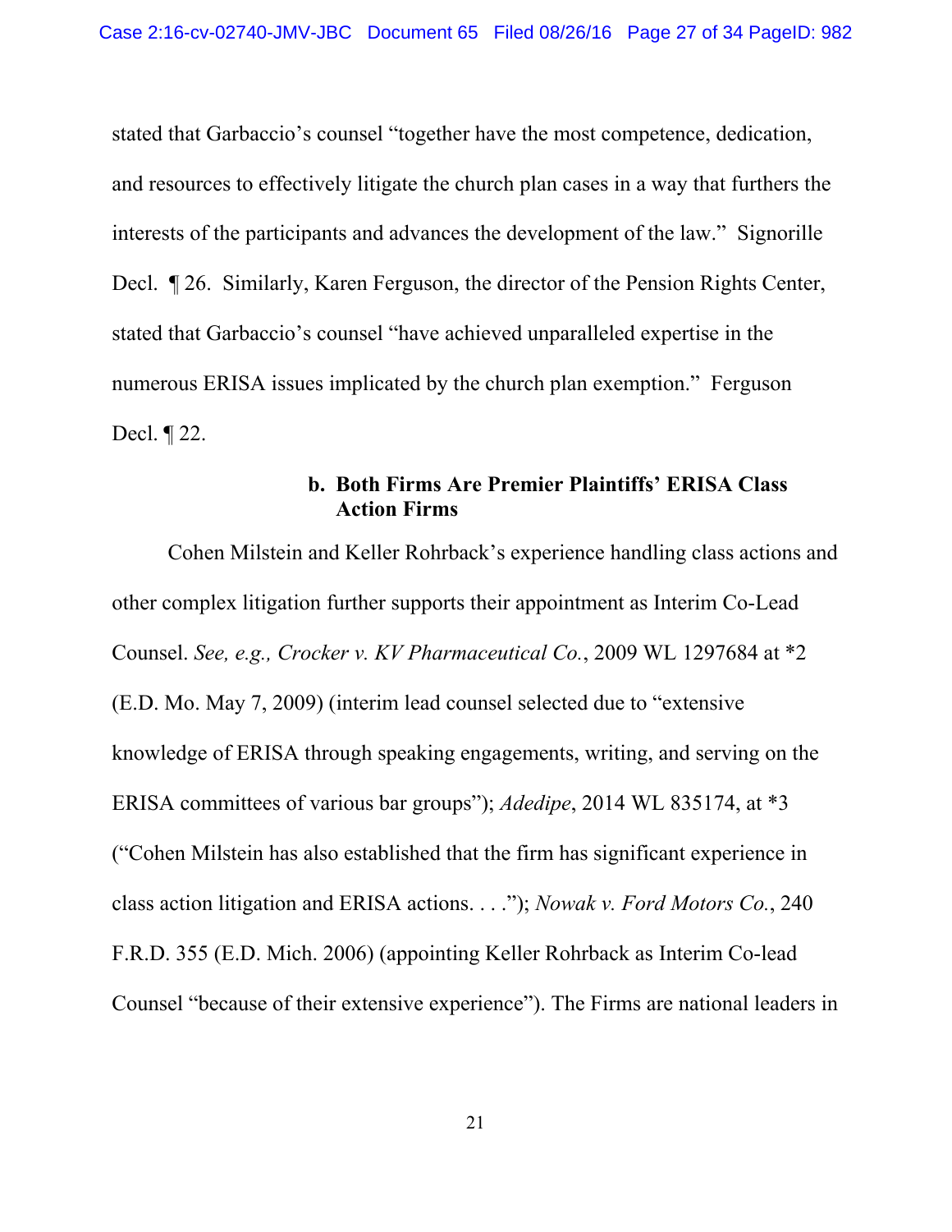stated that Garbaccio's counsel "together have the most competence, dedication, and resources to effectively litigate the church plan cases in a way that furthers the interests of the participants and advances the development of the law." Signorille Decl. ¶ 26. Similarly, Karen Ferguson, the director of the Pension Rights Center, stated that Garbaccio's counsel "have achieved unparalleled expertise in the numerous ERISA issues implicated by the church plan exemption." Ferguson Decl. ¶ 22.

**b. Both Firms Are Premier Plaintiffs' ERISA Class Action Firms**

Cohen Milstein and Keller Rohrback's experience handling class actions and other complex litigation further supports their appointment as Interim Co-Lead Counsel. *See, e.g., Crocker v. KV Pharmaceutical Co.*, 2009 WL 1297684 at *2 (E.D. Mo. May 7, 2009) (interim lead counsel selected due to "extensive knowledge of ERISA through speaking engagements, writing, and serving on the ERISA committees of various bar groups"); *Adedipe*, 2014 WL 835174, at *3 ("Cohen Milstein has also established that the firm has significant experience in class action litigation and ERISA actions. . . ."); *Nowak v. Ford Motors Co.*, 240 F.R.D. 355 (E.D. Mich. 2006) (appointing Keller Rohrback as Interim Co-lead Counsel "because of their extensive experience"). The Firms are national leaders in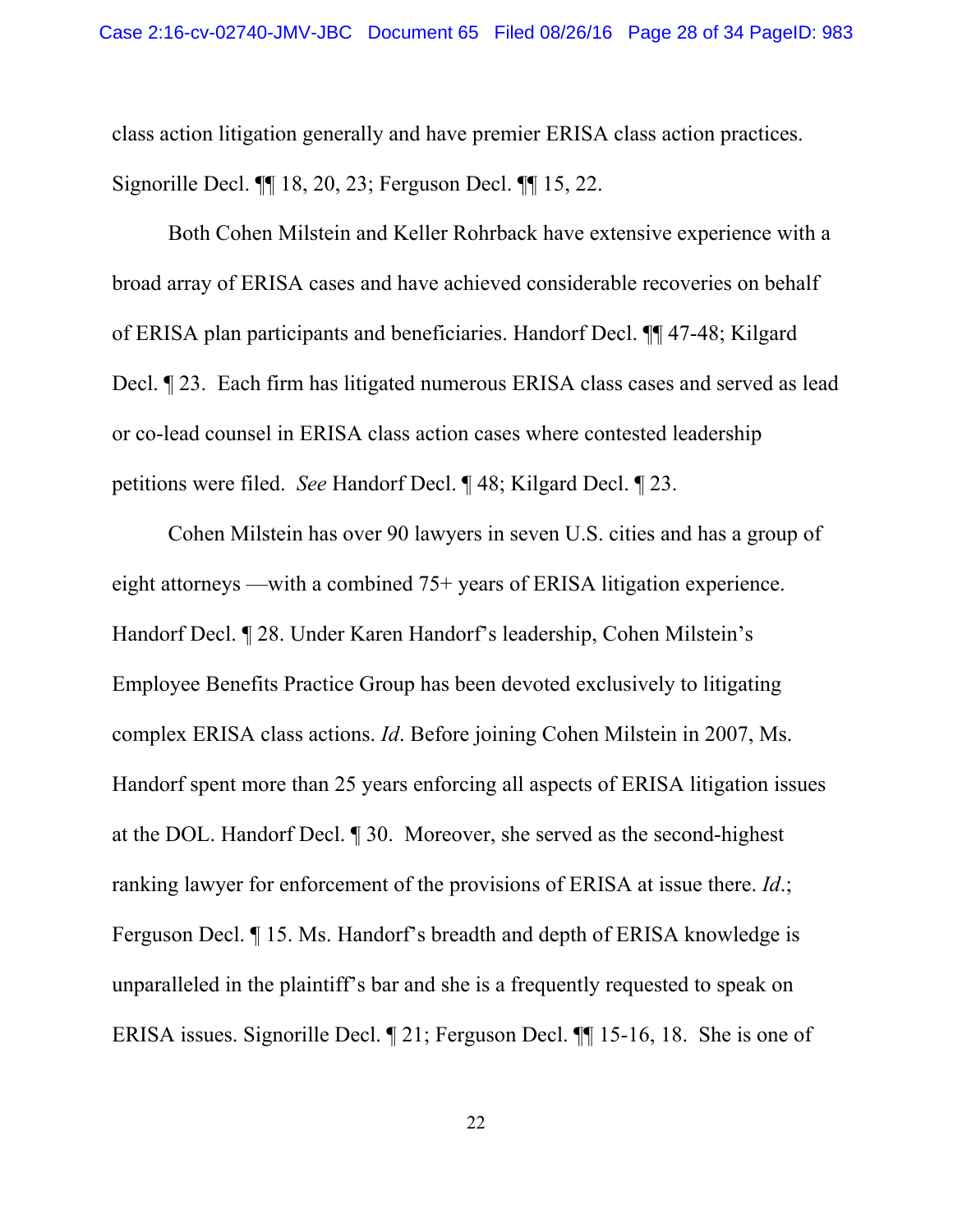class action litigation generally and have premier ERISA class action practices. Signorille Decl. ¶¶ 18, 20, 23; Ferguson Decl. ¶¶ 15, 22.

Both Cohen Milstein and Keller Rohrback have extensive experience with a broad array of ERISA cases and have achieved considerable recoveries on behalf of ERISA plan participants and beneficiaries. Handorf Decl. ¶¶ 47-48; Kilgard Decl. ¶ 23. Each firm has litigated numerous ERISA class cases and served as lead or co-lead counsel in ERISA class action cases where contested leadership petitions were filed. *See* Handorf Decl. ¶ 48; Kilgard Decl. ¶ 23.

Cohen Milstein has over 90 lawyers in seven U.S. cities and has a group of eight attorneys —with a combined 75+ years of ERISA litigation experience. Handorf Decl. ¶ 28. Under Karen Handorf's leadership, Cohen Milstein's Employee Benefits Practice Group has been devoted exclusively to litigating complex ERISA class actions. *Id*. Before joining Cohen Milstein in 2007, Ms. Handorf spent more than 25 years enforcing all aspects of ERISA litigation issues at the DOL. Handorf Decl. ¶ 30. Moreover, she served as the second-highest ranking lawyer for enforcement of the provisions of ERISA at issue there. *Id*.; Ferguson Decl. ¶ 15. Ms. Handorf's breadth and depth of ERISA knowledge is unparalleled in the plaintiff's bar and she is a frequently requested to speak on ERISA issues. Signorille Decl. ¶ 21; Ferguson Decl. ¶¶ 15-16, 18. She is one of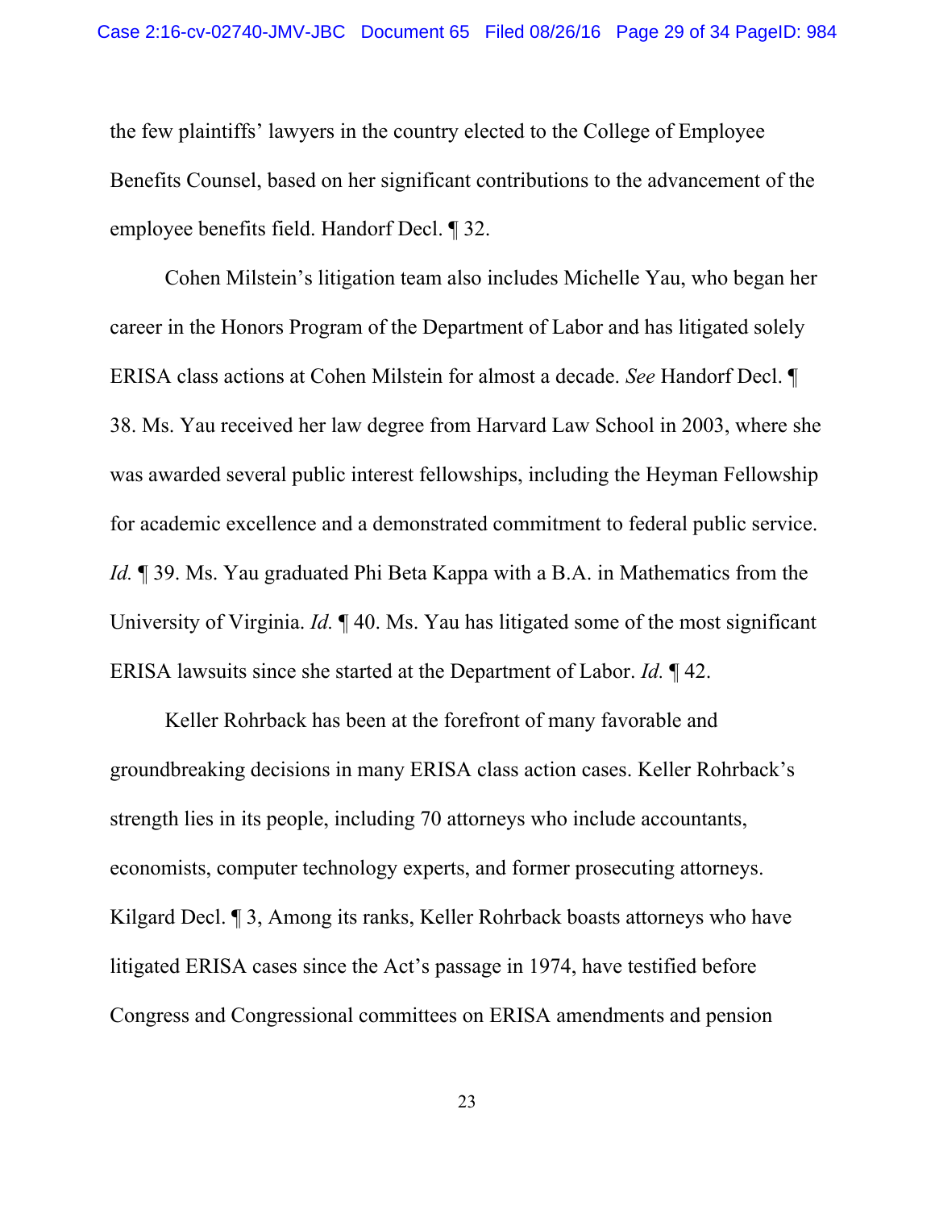the few plaintiffs' lawyers in the country elected to the College of Employee Benefits Counsel, based on her significant contributions to the advancement of the employee benefits field. Handorf Decl. ¶ 32.

Cohen Milstein's litigation team also includes Michelle Yau, who began her career in the Honors Program of the Department of Labor and has litigated solely ERISA class actions at Cohen Milstein for almost a decade. *See* Handorf Decl. ¶ 38. Ms. Yau received her law degree from Harvard Law School in 2003, where she was awarded several public interest fellowships, including the Heyman Fellowship for academic excellence and a demonstrated commitment to federal public service. *Id.* ¶ 39. Ms. Yau graduated Phi Beta Kappa with a B.A. in Mathematics from the University of Virginia. *Id.* ¶ 40. Ms. Yau has litigated some of the most significant ERISA lawsuits since she started at the Department of Labor. *Id.* ¶ 42.

Keller Rohrback has been at the forefront of many favorable and groundbreaking decisions in many ERISA class action cases. Keller Rohrback's strength lies in its people, including 70 attorneys who include accountants, economists, computer technology experts, and former prosecuting attorneys. Kilgard Decl. ¶ 3, Among its ranks, Keller Rohrback boasts attorneys who have litigated ERISA cases since the Act's passage in 1974, have testified before Congress and Congressional committees on ERISA amendments and pension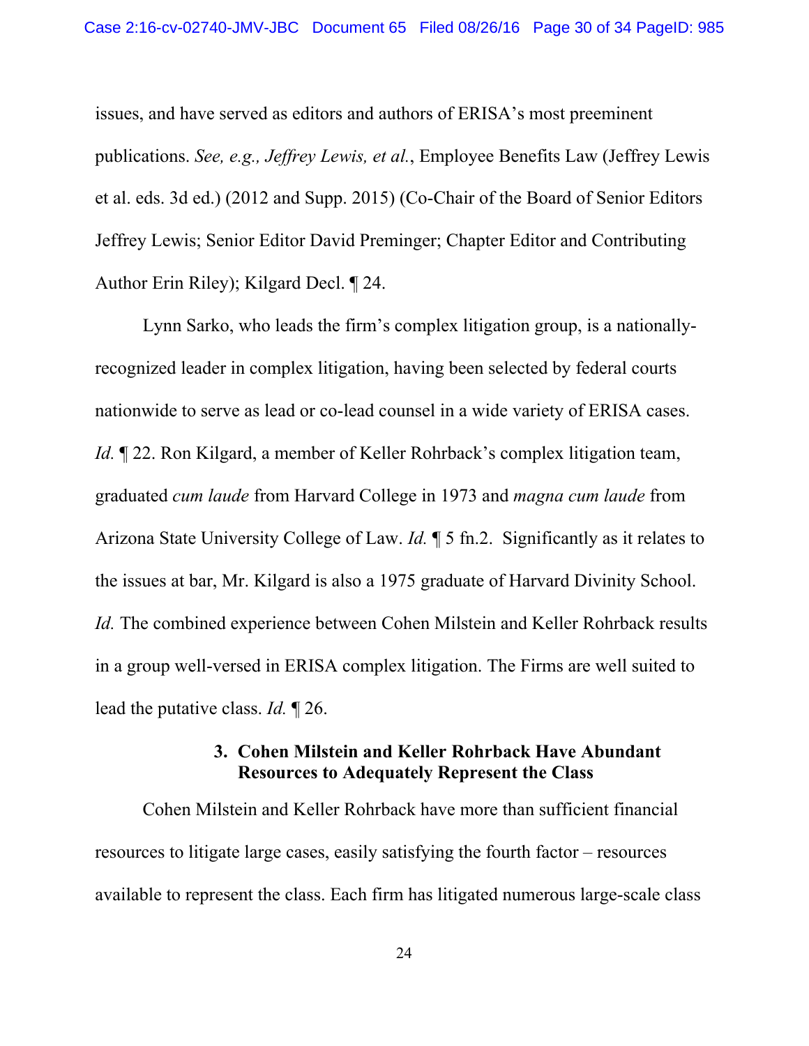issues, and have served as editors and authors of ERISA's most preeminent publications. *See, e.g., Jeffrey Lewis, et al.*, Employee Benefits Law (Jeffrey Lewis et al. eds. 3d ed.) (2012 and Supp. 2015) (Co-Chair of the Board of Senior Editors Jeffrey Lewis; Senior Editor David Preminger; Chapter Editor and Contributing Author Erin Riley); Kilgard Decl. ¶ 24.

Lynn Sarko, who leads the firm's complex litigation group, is a nationally-recognized leader in complex litigation, having been selected by federal courts nationwide to serve as lead or co-lead counsel in a wide variety of ERISA cases. *Id.* ¶ 22. Ron Kilgard, a member of Keller Rohrback's complex litigation team, graduated *cum laude* from Harvard College in 1973 and *magna cum laude* from Arizona State University College of Law. *Id.* ¶ 5 fn.2. Significantly as it relates to the issues at bar, Mr. Kilgard is also a 1975 graduate of Harvard Divinity School. *Id.* The combined experience between Cohen Milstein and Keller Rohrback results in a group well-versed in ERISA complex litigation. The Firms are well suited to lead the putative class. *Id.* ¶ 26.

### 3. Cohen Milstein and Keller Rohrback Have Abundant Resources to Adequately Represent the Class

Cohen Milstein and Keller Rohrback have more than sufficient financial resources to litigate large cases, easily satisfying the fourth factor – resources available to represent the class. Each firm has litigated numerous large-scale class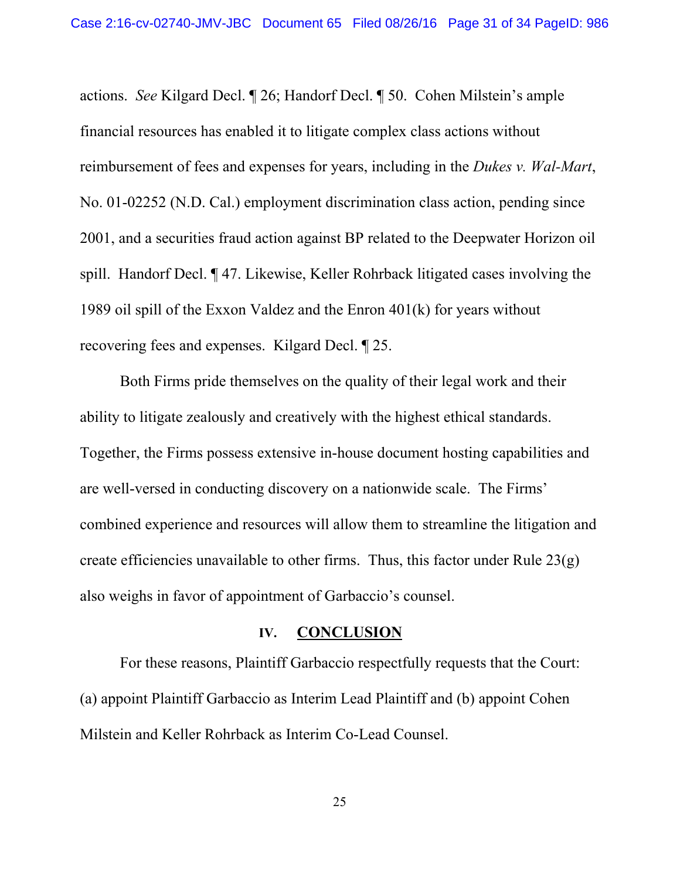actions. *See* Kilgard Decl. ¶ 26; Handorf Decl. ¶ 50. Cohen Milstein's ample financial resources has enabled it to litigate complex class actions without reimbursement of fees and expenses for years, including in the *Dukes v. Wal-Mart*, No. 01-02252 (N.D. Cal.) employment discrimination class action, pending since 2001, and a securities fraud action against BP related to the Deepwater Horizon oil spill. Handorf Decl. ¶ 47. Likewise, Keller Rohrback litigated cases involving the 1989 oil spill of the Exxon Valdez and the Enron 401(k) for years without recovering fees and expenses. Kilgard Decl. ¶ 25.

Both Firms pride themselves on the quality of their legal work and their ability to litigate zealously and creatively with the highest ethical standards. Together, the Firms possess extensive in-house document hosting capabilities and are well-versed in conducting discovery on a nationwide scale. The Firms' combined experience and resources will allow them to streamline the litigation and create efficiencies unavailable to other firms. Thus, this factor under Rule 23(g) also weighs in favor of appointment of Garbaccio's counsel.

## IV. CONCLUSION

For these reasons, Plaintiff Garbaccio respectfully requests that the Court: (a) appoint Plaintiff Garbaccio as Interim Lead Plaintiff and (b) appoint Cohen Milstein and Keller Rohrback as Interim Co-Lead Counsel.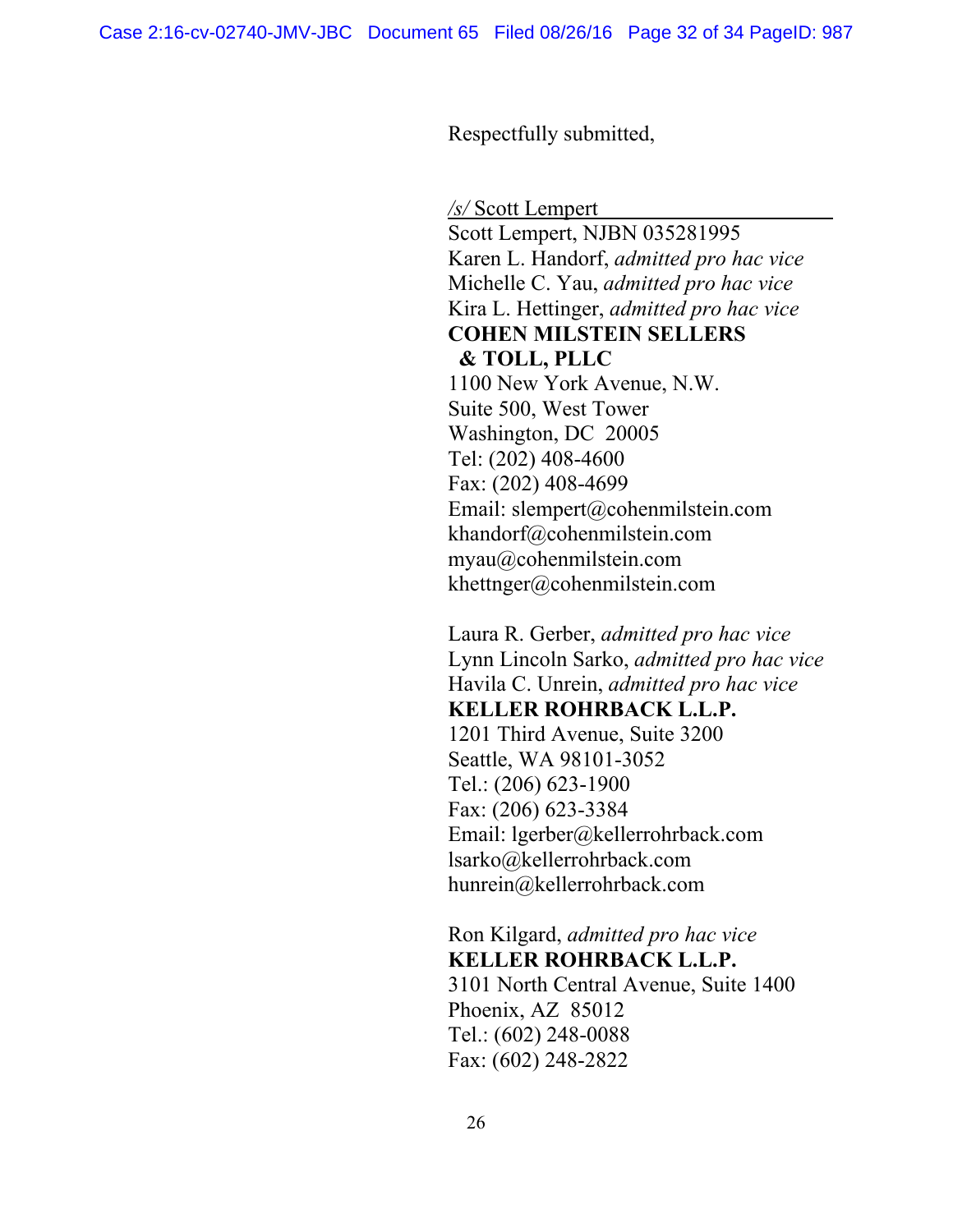Respectfully submitted,

/s/ Scott Lempert

Scott Lempert, NJBN 035281995
Karen L. Handorf, *admitted pro hac vice*
Michelle C. Yau, *admitted pro hac vice*
Kira L. Hettinger, *admitted pro hac vice*
**COHEN MILSTEIN SELLERS & TOLL, PLLC**
1100 New York Avenue, N.W.
Suite 500, West Tower
Washington, DC 20005
Tel: (202) 408-4600
Fax: (202) 408-4699
Email: slempert@cohenmilstein.com
khandorf@cohenmilstein.com
myau@cohenmilstein.com
khettnger@cohenmilstein.com

Laura R. Gerber, *admitted pro hac vice*
Lynn Lincoln Sarko, *admitted pro hac vice*
Havila C. Unrein, *admitted pro hac vice*
**KELLER ROHRBACK L.L.P.**
1201 Third Avenue, Suite 3200
Seattle, WA 98101-3052
Tel.: (206) 623-1900
Fax: (206) 623-3384
Email: lgerber@kellerrohrback.com
lsarko@kellerrohrback.com
hunrein@kellerrohrback.com

Ron Kilgard, *admitted pro hac vice*
**KELLER ROHRBACK L.L.P.**
3101 North Central Avenue, Suite 1400
Phoenix, AZ 85012
Tel.: (602) 248-0088
Fax: (602) 248-2822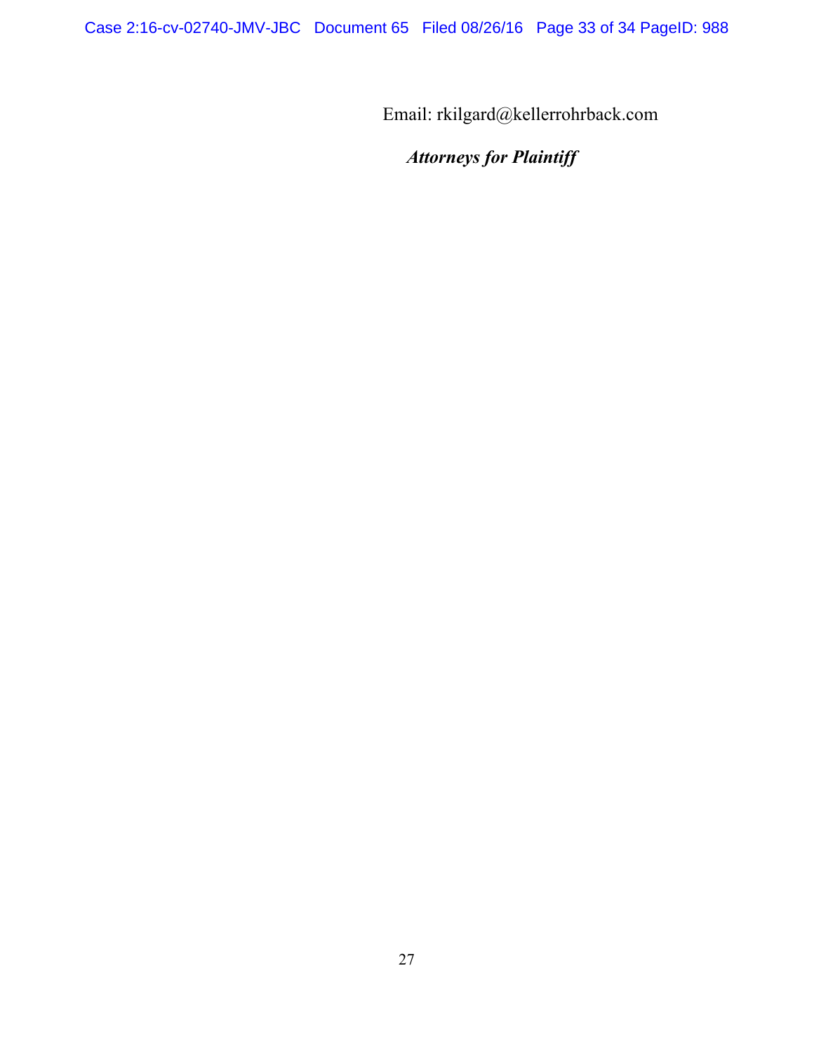Email: rkilgard@kellerrohrback.com

*Attorneys for Plaintiff*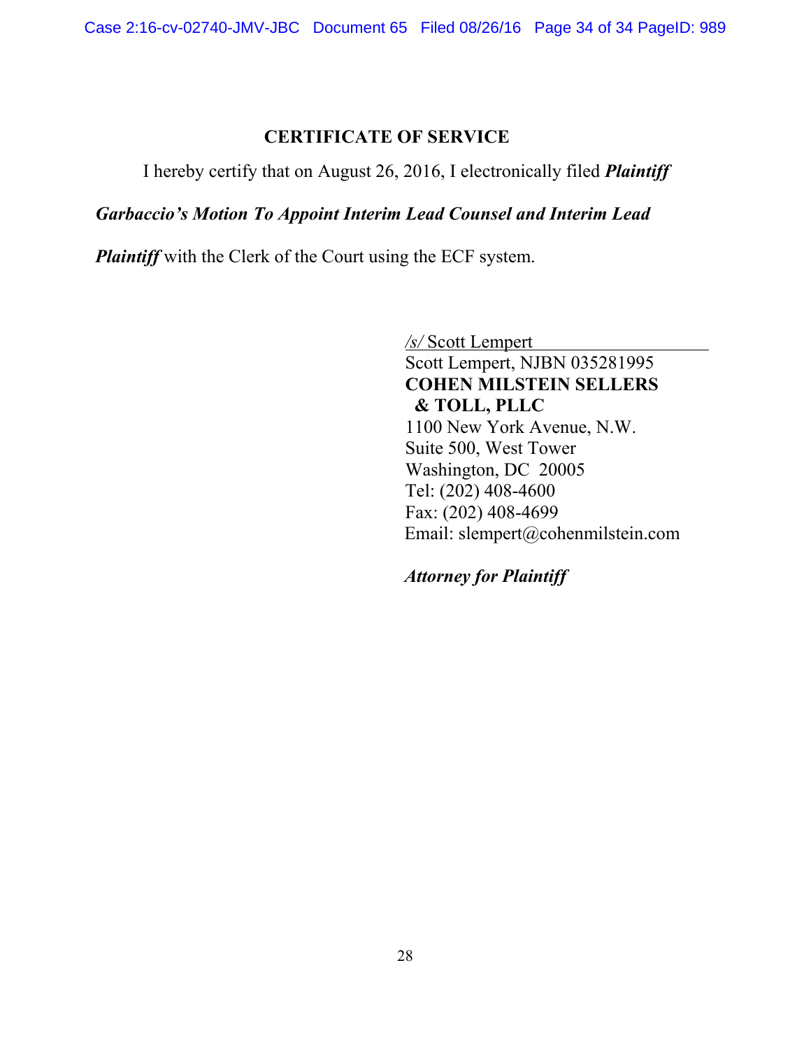## CERTIFICATE OF SERVICE

I hereby certify that on August 26, 2016, I electronically filed ***Plaintiff Garbaccio's Motion To Appoint Interim Lead Counsel and Interim Lead Plaintiff*** with the Clerk of the Court using the ECF system.

*/s/* Scott Lempert
Scott Lempert, NJBN 035281995
**COHEN MILSTEIN SELLERS & TOLL, PLLC**
1100 New York Avenue, N.W.
Suite 500, West Tower
Washington, DC 20005
Tel: (202) 408-4600
Fax: (202) 408-4699
Email: slempert@cohenmilstein.com

***Attorney for Plaintiff***